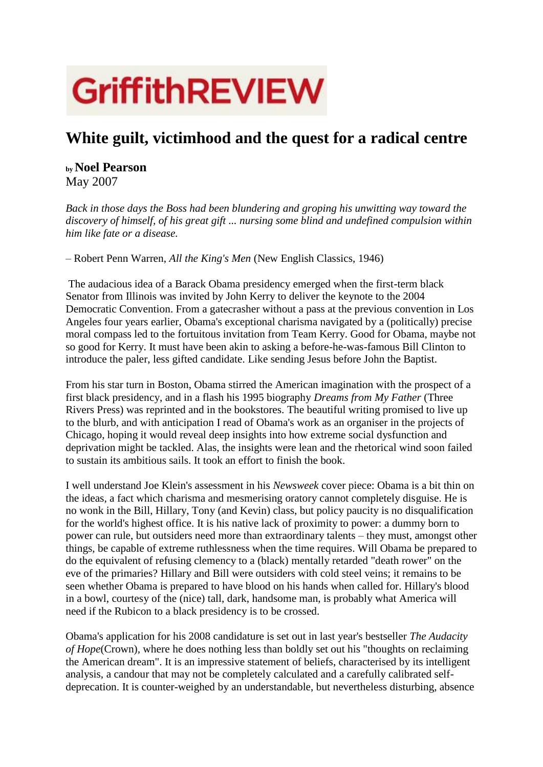GriffithREVIEW

# White guilt, victimhood and the quest for a radical centre

by **Noel Pearson**
May 2007

*Back in those days the Boss had been blundering and groping his unwitting way toward the discovery of himself, of his great gift ... nursing some blind and undefined compulsion within him like fate or a disease.*

– Robert Penn Warren, *All the King's Men* (New English Classics, 1946)

The audacious idea of a Barack Obama presidency emerged when the first-term black Senator from Illinois was invited by John Kerry to deliver the keynote to the 2004 Democratic Convention. From a gatecrasher without a pass at the previous convention in Los Angeles four years earlier, Obama's exceptional charisma navigated by a (politically) precise moral compass led to the fortuitous invitation from Team Kerry. Good for Obama, maybe not so good for Kerry. It must have been akin to asking a before-he-was-famous Bill Clinton to introduce the paler, less gifted candidate. Like sending Jesus before John the Baptist.

From his star turn in Boston, Obama stirred the American imagination with the prospect of a first black presidency, and in a flash his 1995 biography *Dreams from My Father* (Three Rivers Press) was reprinted and in the bookstores. The beautiful writing promised to live up to the blurb, and with anticipation I read of Obama's work as an organiser in the projects of Chicago, hoping it would reveal deep insights into how extreme social dysfunction and deprivation might be tackled. Alas, the insights were lean and the rhetorical wind soon failed to sustain its ambitious sails. It took an effort to finish the book.

I well understand Joe Klein's assessment in his *Newsweek* cover piece: Obama is a bit thin on the ideas, a fact which charisma and mesmerising oratory cannot completely disguise. He is no wonk in the Bill, Hillary, Tony (and Kevin) class, but policy paucity is no disqualification for the world's highest office. It is his native lack of proximity to power: a dummy born to power can rule, but outsiders need more than extraordinary talents – they must, amongst other things, be capable of extreme ruthlessness when the time requires. Will Obama be prepared to do the equivalent of refusing clemency to a (black) mentally retarded "death rower" on the eve of the primaries? Hillary and Bill were outsiders with cold steel veins; it remains to be seen whether Obama is prepared to have blood on his hands when called for. Hillary's blood in a bowl, courtesy of the (nice) tall, dark, handsome man, is probably what America will need if the Rubicon to a black presidency is to be crossed.

Obama's application for his 2008 candidature is set out in last year's bestseller *The Audacity of Hope*(Crown), where he does nothing less than boldly set out his "thoughts on reclaiming the American dream". It is an impressive statement of beliefs, characterised by its intelligent analysis, a candour that may not be completely calculated and a carefully calibrated self-deprecation. It is counter-weighed by an understandable, but nevertheless disturbing, absence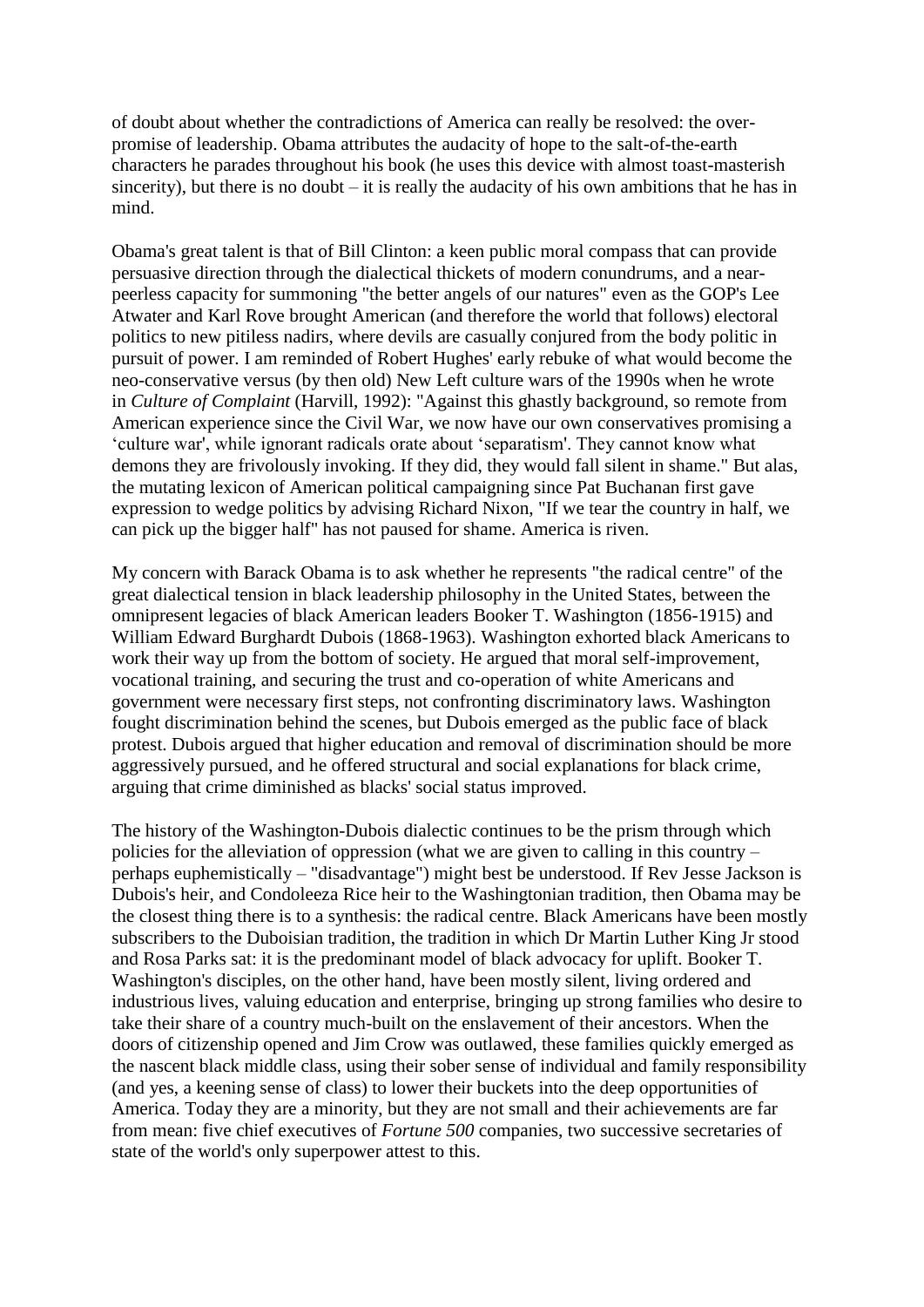of doubt about whether the contradictions of America can really be resolved: the over-promise of leadership. Obama attributes the audacity of hope to the salt-of-the-earth characters he parades throughout his book (he uses this device with almost toast-masterish sincerity), but there is no doubt – it is really the audacity of his own ambitions that he has in mind.

Obama's great talent is that of Bill Clinton: a keen public moral compass that can provide persuasive direction through the dialectical thickets of modern conundrums, and a near-peerless capacity for summoning "the better angels of our natures" even as the GOP's Lee Atwater and Karl Rove brought American (and therefore the world that follows) electoral politics to new pitiless nadirs, where devils are casually conjured from the body politic in pursuit of power. I am reminded of Robert Hughes' early rebuke of what would become the neo-conservative versus (by then old) New Left culture wars of the 1990s when he wrote in *Culture of Complaint* (Harvill, 1992): "Against this ghastly background, so remote from American experience since the Civil War, we now have our own conservatives promising a 'culture war', while ignorant radicals orate about 'separatism'. They cannot know what demons they are frivolously invoking. If they did, they would fall silent in shame." But alas, the mutating lexicon of American political campaigning since Pat Buchanan first gave expression to wedge politics by advising Richard Nixon, "If we tear the country in half, we can pick up the bigger half" has not paused for shame. America is riven.

My concern with Barack Obama is to ask whether he represents "the radical centre" of the great dialectical tension in black leadership philosophy in the United States, between the omnipresent legacies of black American leaders Booker T. Washington (1856-1915) and William Edward Burghardt Dubois (1868-1963). Washington exhorted black Americans to work their way up from the bottom of society. He argued that moral self-improvement, vocational training, and securing the trust and co-operation of white Americans and government were necessary first steps, not confronting discriminatory laws. Washington fought discrimination behind the scenes, but Dubois emerged as the public face of black protest. Dubois argued that higher education and removal of discrimination should be more aggressively pursued, and he offered structural and social explanations for black crime, arguing that crime diminished as blacks' social status improved.

The history of the Washington-Dubois dialectic continues to be the prism through which policies for the alleviation of oppression (what we are given to calling in this country – perhaps euphemistically – "disadvantage") might best be understood. If Rev Jesse Jackson is Dubois's heir, and Condoleeza Rice heir to the Washingtonian tradition, then Obama may be the closest thing there is to a synthesis: the radical centre. Black Americans have been mostly subscribers to the Duboisian tradition, the tradition in which Dr Martin Luther King Jr stood and Rosa Parks sat: it is the predominant model of black advocacy for uplift. Booker T. Washington's disciples, on the other hand, have been mostly silent, living ordered and industrious lives, valuing education and enterprise, bringing up strong families who desire to take their share of a country much-built on the enslavement of their ancestors. When the doors of citizenship opened and Jim Crow was outlawed, these families quickly emerged as the nascent black middle class, using their sober sense of individual and family responsibility (and yes, a keening sense of class) to lower their buckets into the deep opportunities of America. Today they are a minority, but they are not small and their achievements are far from mean: five chief executives of *Fortune 500* companies, two successive secretaries of state of the world's only superpower attest to this.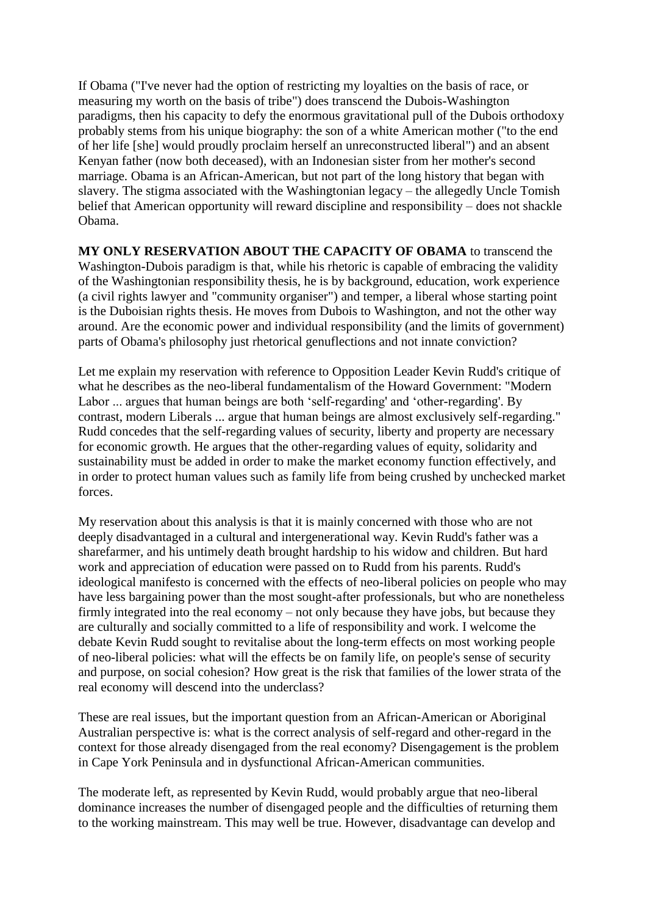If Obama ("I've never had the option of restricting my loyalties on the basis of race, or measuring my worth on the basis of tribe") does transcend the Dubois-Washington paradigms, then his capacity to defy the enormous gravitational pull of the Dubois orthodoxy probably stems from his unique biography: the son of a white American mother ("to the end of her life [she] would proudly proclaim herself an unreconstructed liberal") and an absent Kenyan father (now both deceased), with an Indonesian sister from her mother's second marriage. Obama is an African-American, but not part of the long history that began with slavery. The stigma associated with the Washingtonian legacy – the allegedly Uncle Tomish belief that American opportunity will reward discipline and responsibility – does not shackle Obama.

**MY ONLY RESERVATION ABOUT THE CAPACITY OF OBAMA** to transcend the Washington-Dubois paradigm is that, while his rhetoric is capable of embracing the validity of the Washingtonian responsibility thesis, he is by background, education, work experience (a civil rights lawyer and "community organiser") and temper, a liberal whose starting point is the Duboisian rights thesis. He moves from Dubois to Washington, and not the other way around. Are the economic power and individual responsibility (and the limits of government) parts of Obama's philosophy just rhetorical genuflections and not innate conviction?

Let me explain my reservation with reference to Opposition Leader Kevin Rudd's critique of what he describes as the neo-liberal fundamentalism of the Howard Government: "Modern Labor ... argues that human beings are both 'self-regarding' and 'other-regarding'. By contrast, modern Liberals ... argue that human beings are almost exclusively self-regarding." Rudd concedes that the self-regarding values of security, liberty and property are necessary for economic growth. He argues that the other-regarding values of equity, solidarity and sustainability must be added in order to make the market economy function effectively, and in order to protect human values such as family life from being crushed by unchecked market forces.

My reservation about this analysis is that it is mainly concerned with those who are not deeply disadvantaged in a cultural and intergenerational way. Kevin Rudd's father was a sharefarmer, and his untimely death brought hardship to his widow and children. But hard work and appreciation of education were passed on to Rudd from his parents. Rudd's ideological manifesto is concerned with the effects of neo-liberal policies on people who may have less bargaining power than the most sought-after professionals, but who are nonetheless firmly integrated into the real economy – not only because they have jobs, but because they are culturally and socially committed to a life of responsibility and work. I welcome the debate Kevin Rudd sought to revitalise about the long-term effects on most working people of neo-liberal policies: what will the effects be on family life, on people's sense of security and purpose, on social cohesion? How great is the risk that families of the lower strata of the real economy will descend into the underclass?

These are real issues, but the important question from an African-American or Aboriginal Australian perspective is: what is the correct analysis of self-regard and other-regard in the context for those already disengaged from the real economy? Disengagement is the problem in Cape York Peninsula and in dysfunctional African-American communities.

The moderate left, as represented by Kevin Rudd, would probably argue that neo-liberal dominance increases the number of disengaged people and the difficulties of returning them to the working mainstream. This may well be true. However, disadvantage can develop and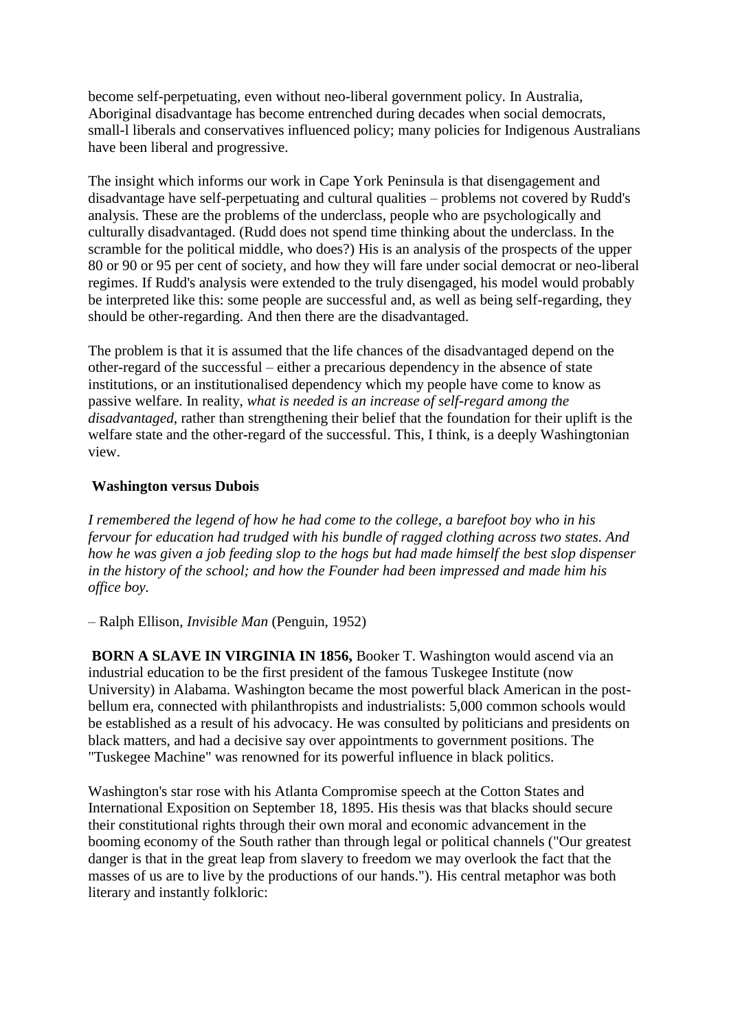become self-perpetuating, even without neo-liberal government policy. In Australia, Aboriginal disadvantage has become entrenched during decades when social democrats, small-l liberals and conservatives influenced policy; many policies for Indigenous Australians have been liberal and progressive.

The insight which informs our work in Cape York Peninsula is that disengagement and disadvantage have self-perpetuating and cultural qualities – problems not covered by Rudd's analysis. These are the problems of the underclass, people who are psychologically and culturally disadvantaged. (Rudd does not spend time thinking about the underclass. In the scramble for the political middle, who does?) His is an analysis of the prospects of the upper 80 or 90 or 95 per cent of society, and how they will fare under social democrat or neo-liberal regimes. If Rudd's analysis were extended to the truly disengaged, his model would probably be interpreted like this: some people are successful and, as well as being self-regarding, they should be other-regarding. And then there are the disadvantaged.

The problem is that it is assumed that the life chances of the disadvantaged depend on the other-regard of the successful – either a precarious dependency in the absence of state institutions, or an institutionalised dependency which my people have come to know as passive welfare. In reality, *what is needed is an increase of self-regard among the disadvantaged*, rather than strengthening their belief that the foundation for their uplift is the welfare state and the other-regard of the successful. This, I think, is a deeply Washingtonian view.

## Washington versus Dubois

*I remembered the legend of how he had come to the college, a barefoot boy who in his fervour for education had trudged with his bundle of ragged clothing across two states. And how he was given a job feeding slop to the hogs but had made himself the best slop dispenser in the history of the school; and how the Founder had been impressed and made him his office boy.*

– Ralph Ellison, *Invisible Man* (Penguin, 1952)

**BORN A SLAVE IN VIRGINIA IN 1856,** Booker T. Washington would ascend via an industrial education to be the first president of the famous Tuskegee Institute (now University) in Alabama. Washington became the most powerful black American in the post-bellum era, connected with philanthropists and industrialists: 5,000 common schools would be established as a result of his advocacy. He was consulted by politicians and presidents on black matters, and had a decisive say over appointments to government positions. The "Tuskegee Machine" was renowned for its powerful influence in black politics.

Washington's star rose with his Atlanta Compromise speech at the Cotton States and International Exposition on September 18, 1895. His thesis was that blacks should secure their constitutional rights through their own moral and economic advancement in the booming economy of the South rather than through legal or political channels ("Our greatest danger is that in the great leap from slavery to freedom we may overlook the fact that the masses of us are to live by the productions of our hands."). His central metaphor was both literary and instantly folkloric: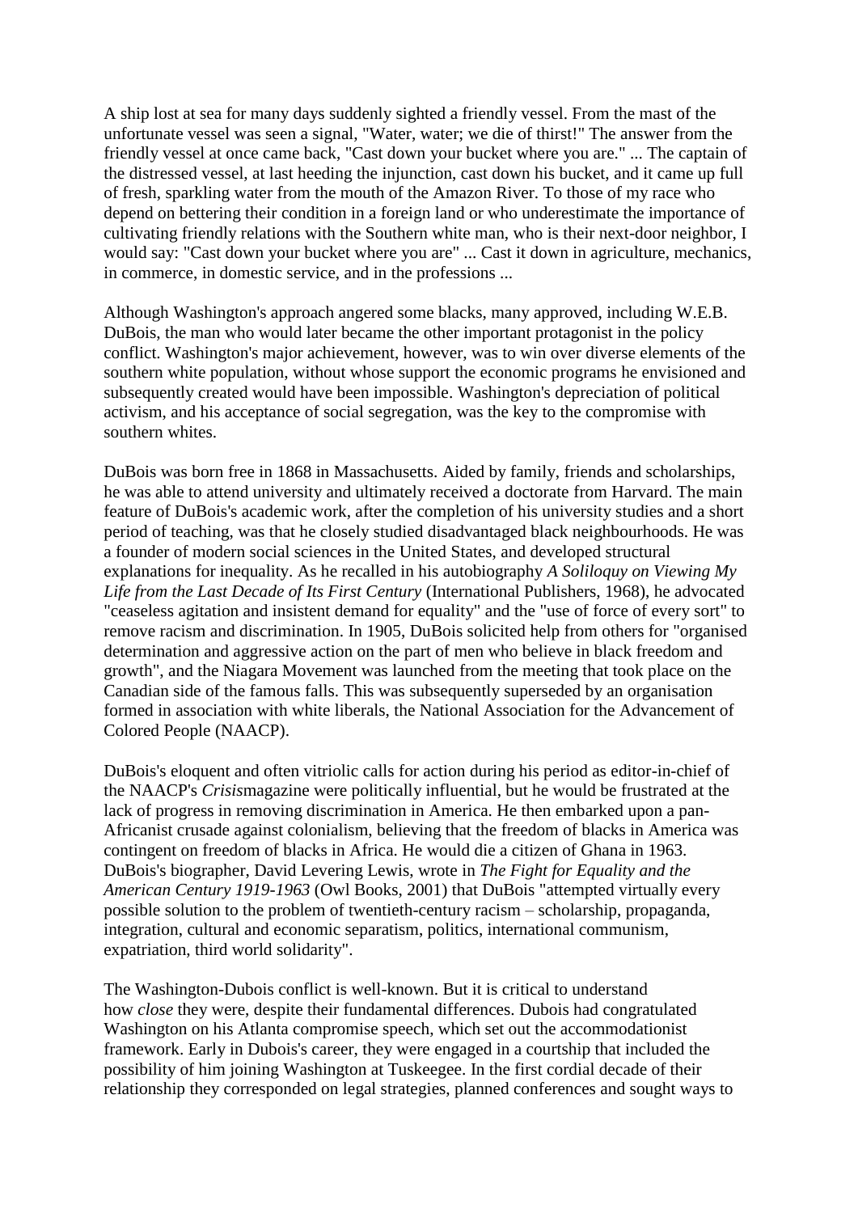A ship lost at sea for many days suddenly sighted a friendly vessel. From the mast of the unfortunate vessel was seen a signal, "Water, water; we die of thirst!" The answer from the friendly vessel at once came back, "Cast down your bucket where you are." ... The captain of the distressed vessel, at last heeding the injunction, cast down his bucket, and it came up full of fresh, sparkling water from the mouth of the Amazon River. To those of my race who depend on bettering their condition in a foreign land or who underestimate the importance of cultivating friendly relations with the Southern white man, who is their next-door neighbor, I would say: "Cast down your bucket where you are" ... Cast it down in agriculture, mechanics, in commerce, in domestic service, and in the professions ...

Although Washington's approach angered some blacks, many approved, including W.E.B. DuBois, the man who would later became the other important protagonist in the policy conflict. Washington's major achievement, however, was to win over diverse elements of the southern white population, without whose support the economic programs he envisioned and subsequently created would have been impossible. Washington's depreciation of political activism, and his acceptance of social segregation, was the key to the compromise with southern whites.

DuBois was born free in 1868 in Massachusetts. Aided by family, friends and scholarships, he was able to attend university and ultimately received a doctorate from Harvard. The main feature of DuBois's academic work, after the completion of his university studies and a short period of teaching, was that he closely studied disadvantaged black neighbourhoods. He was a founder of modern social sciences in the United States, and developed structural explanations for inequality. As he recalled in his autobiography *A Soliloquy on Viewing My Life from the Last Decade of Its First Century* (International Publishers, 1968), he advocated "ceaseless agitation and insistent demand for equality" and the "use of force of every sort" to remove racism and discrimination. In 1905, DuBois solicited help from others for "organised determination and aggressive action on the part of men who believe in black freedom and growth", and the Niagara Movement was launched from the meeting that took place on the Canadian side of the famous falls. This was subsequently superseded by an organisation formed in association with white liberals, the National Association for the Advancement of Colored People (NAACP).

DuBois's eloquent and often vitriolic calls for action during his period as editor-in-chief of the NAACP's *Crisis*magazine were politically influential, but he would be frustrated at the lack of progress in removing discrimination in America. He then embarked upon a pan-Africanist crusade against colonialism, believing that the freedom of blacks in America was contingent on freedom of blacks in Africa. He would die a citizen of Ghana in 1963. DuBois's biographer, David Levering Lewis, wrote in *The Fight for Equality and the American Century 1919-1963* (Owl Books, 2001) that DuBois "attempted virtually every possible solution to the problem of twentieth-century racism – scholarship, propaganda, integration, cultural and economic separatism, politics, international communism, expatriation, third world solidarity".

The Washington-Dubois conflict is well-known. But it is critical to understand how *close* they were, despite their fundamental differences. Dubois had congratulated Washington on his Atlanta compromise speech, which set out the accommodationist framework. Early in Dubois's career, they were engaged in a courtship that included the possibility of him joining Washington at Tuskeegee. In the first cordial decade of their relationship they corresponded on legal strategies, planned conferences and sought ways to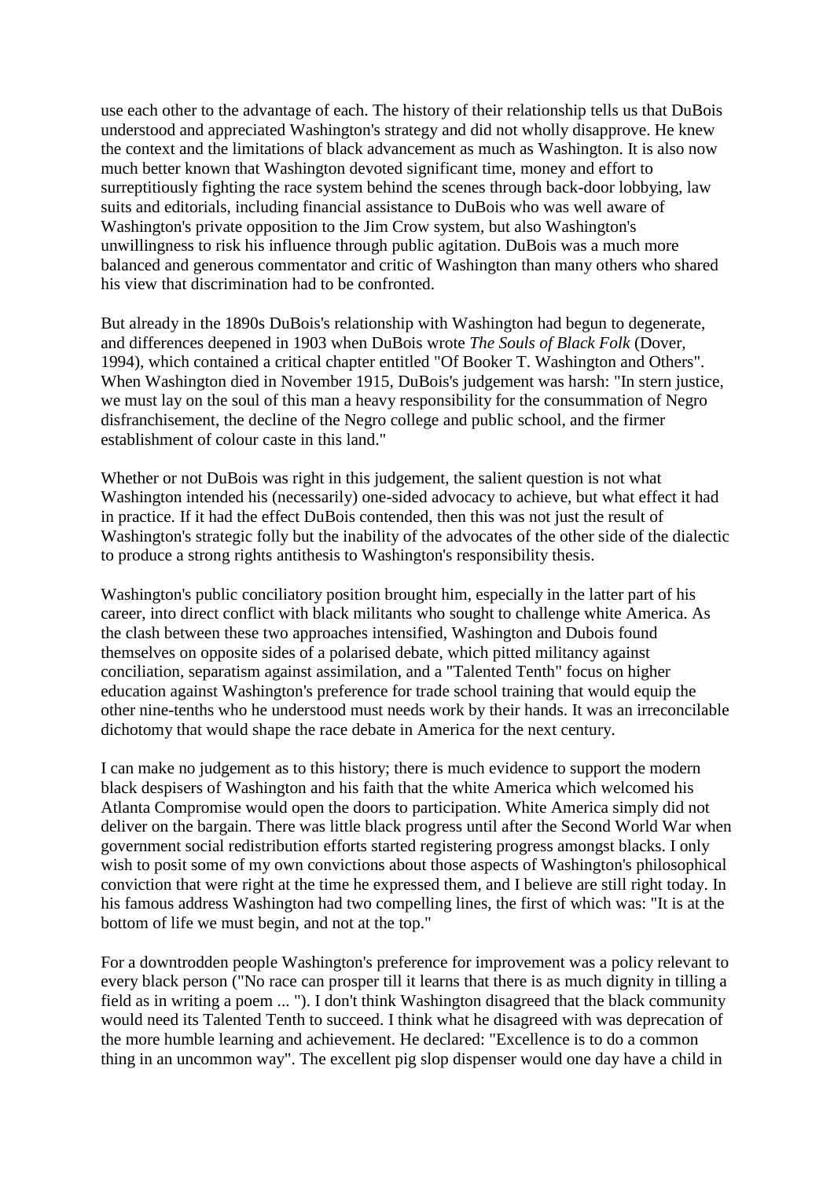use each other to the advantage of each. The history of their relationship tells us that DuBois understood and appreciated Washington's strategy and did not wholly disapprove. He knew the context and the limitations of black advancement as much as Washington. It is also now much better known that Washington devoted significant time, money and effort to surreptitiously fighting the race system behind the scenes through back-door lobbying, law suits and editorials, including financial assistance to DuBois who was well aware of Washington's private opposition to the Jim Crow system, but also Washington's unwillingness to risk his influence through public agitation. DuBois was a much more balanced and generous commentator and critic of Washington than many others who shared his view that discrimination had to be confronted.

But already in the 1890s DuBois's relationship with Washington had begun to degenerate, and differences deepened in 1903 when DuBois wrote *The Souls of Black Folk* (Dover, 1994), which contained a critical chapter entitled "Of Booker T. Washington and Others". When Washington died in November 1915, DuBois's judgement was harsh: "In stern justice, we must lay on the soul of this man a heavy responsibility for the consummation of Negro disfranchisement, the decline of the Negro college and public school, and the firmer establishment of colour caste in this land."

Whether or not DuBois was right in this judgement, the salient question is not what Washington intended his (necessarily) one-sided advocacy to achieve, but what effect it had in practice. If it had the effect DuBois contended, then this was not just the result of Washington's strategic folly but the inability of the advocates of the other side of the dialectic to produce a strong rights antithesis to Washington's responsibility thesis.

Washington's public conciliatory position brought him, especially in the latter part of his career, into direct conflict with black militants who sought to challenge white America. As the clash between these two approaches intensified, Washington and Dubois found themselves on opposite sides of a polarised debate, which pitted militancy against conciliation, separatism against assimilation, and a "Talented Tenth" focus on higher education against Washington's preference for trade school training that would equip the other nine-tenths who he understood must needs work by their hands. It was an irreconcilable dichotomy that would shape the race debate in America for the next century.

I can make no judgement as to this history; there is much evidence to support the modern black despisers of Washington and his faith that the white America which welcomed his Atlanta Compromise would open the doors to participation. White America simply did not deliver on the bargain. There was little black progress until after the Second World War when government social redistribution efforts started registering progress amongst blacks. I only wish to posit some of my own convictions about those aspects of Washington's philosophical conviction that were right at the time he expressed them, and I believe are still right today. In his famous address Washington had two compelling lines, the first of which was: "It is at the bottom of life we must begin, and not at the top."

For a downtrodden people Washington's preference for improvement was a policy relevant to every black person ("No race can prosper till it learns that there is as much dignity in tilling a field as in writing a poem ... "). I don't think Washington disagreed that the black community would need its Talented Tenth to succeed. I think what he disagreed with was deprecation of the more humble learning and achievement. He declared: "Excellence is to do a common thing in an uncommon way". The excellent pig slop dispenser would one day have a child in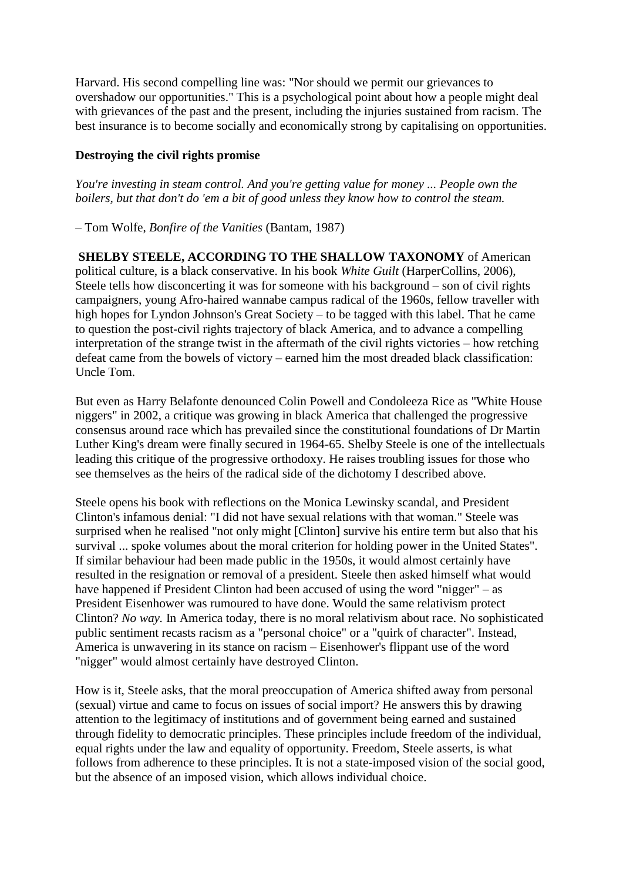Harvard. His second compelling line was: "Nor should we permit our grievances to overshadow our opportunities." This is a psychological point about how a people might deal with grievances of the past and the present, including the injuries sustained from racism. The best insurance is to become socially and economically strong by capitalising on opportunities.

### Destroying the civil rights promise

*You're investing in steam control. And you're getting value for money ... People own the boilers, but that don't do 'em a bit of good unless they know how to control the steam.*

– Tom Wolfe, *Bonfire of the Vanities* (Bantam, 1987)

**SHELBY STEELE, ACCORDING TO THE SHALLOW TAXONOMY** of American political culture, is a black conservative. In his book *White Guilt* (HarperCollins, 2006), Steele tells how disconcerting it was for someone with his background – son of civil rights campaigners, young Afro-haired wannabe campus radical of the 1960s, fellow traveller with high hopes for Lyndon Johnson's Great Society – to be tagged with this label. That he came to question the post-civil rights trajectory of black America, and to advance a compelling interpretation of the strange twist in the aftermath of the civil rights victories – how retching defeat came from the bowels of victory – earned him the most dreaded black classification: Uncle Tom.

But even as Harry Belafonte denounced Colin Powell and Condoleeza Rice as "White House niggers" in 2002, a critique was growing in black America that challenged the progressive consensus around race which has prevailed since the constitutional foundations of Dr Martin Luther King's dream were finally secured in 1964-65. Shelby Steele is one of the intellectuals leading this critique of the progressive orthodoxy. He raises troubling issues for those who see themselves as the heirs of the radical side of the dichotomy I described above.

Steele opens his book with reflections on the Monica Lewinsky scandal, and President Clinton's infamous denial: "I did not have sexual relations with that woman." Steele was surprised when he realised "not only might [Clinton] survive his entire term but also that his survival ... spoke volumes about the moral criterion for holding power in the United States". If similar behaviour had been made public in the 1950s, it would almost certainly have resulted in the resignation or removal of a president. Steele then asked himself what would have happened if President Clinton had been accused of using the word "nigger" – as President Eisenhower was rumoured to have done. Would the same relativism protect Clinton? *No way.* In America today, there is no moral relativism about race. No sophisticated public sentiment recasts racism as a "personal choice" or a "quirk of character". Instead, America is unwavering in its stance on racism – Eisenhower's flippant use of the word "nigger" would almost certainly have destroyed Clinton.

How is it, Steele asks, that the moral preoccupation of America shifted away from personal (sexual) virtue and came to focus on issues of social import? He answers this by drawing attention to the legitimacy of institutions and of government being earned and sustained through fidelity to democratic principles. These principles include freedom of the individual, equal rights under the law and equality of opportunity. Freedom, Steele asserts, is what follows from adherence to these principles. It is not a state-imposed vision of the social good, but the absence of an imposed vision, which allows individual choice.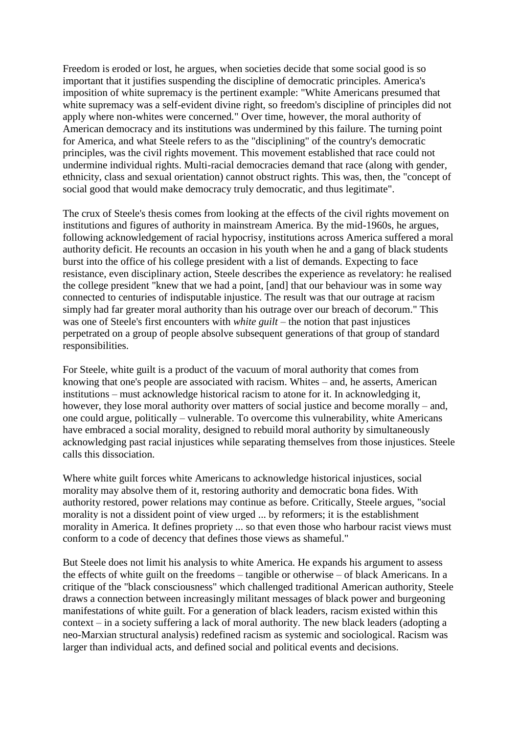Freedom is eroded or lost, he argues, when societies decide that some social good is so important that it justifies suspending the discipline of democratic principles. America's imposition of white supremacy is the pertinent example: "White Americans presumed that white supremacy was a self-evident divine right, so freedom's discipline of principles did not apply where non-whites were concerned." Over time, however, the moral authority of American democracy and its institutions was undermined by this failure. The turning point for America, and what Steele refers to as the "disciplining" of the country's democratic principles, was the civil rights movement. This movement established that race could not undermine individual rights. Multi-racial democracies demand that race (along with gender, ethnicity, class and sexual orientation) cannot obstruct rights. This was, then, the "concept of social good that would make democracy truly democratic, and thus legitimate".

The crux of Steele's thesis comes from looking at the effects of the civil rights movement on institutions and figures of authority in mainstream America. By the mid-1960s, he argues, following acknowledgement of racial hypocrisy, institutions across America suffered a moral authority deficit. He recounts an occasion in his youth when he and a gang of black students burst into the office of his college president with a list of demands. Expecting to face resistance, even disciplinary action, Steele describes the experience as revelatory: he realised the college president "knew that we had a point, [and] that our behaviour was in some way connected to centuries of indisputable injustice. The result was that our outrage at racism simply had far greater moral authority than his outrage over our breach of decorum." This was one of Steele's first encounters with *white guilt* – the notion that past injustices perpetrated on a group of people absolve subsequent generations of that group of standard responsibilities.

For Steele, white guilt is a product of the vacuum of moral authority that comes from knowing that one's people are associated with racism. Whites – and, he asserts, American institutions – must acknowledge historical racism to atone for it. In acknowledging it, however, they lose moral authority over matters of social justice and become morally – and, one could argue, politically – vulnerable. To overcome this vulnerability, white Americans have embraced a social morality, designed to rebuild moral authority by simultaneously acknowledging past racial injustices while separating themselves from those injustices. Steele calls this dissociation.

Where white guilt forces white Americans to acknowledge historical injustices, social morality may absolve them of it, restoring authority and democratic bona fides. With authority restored, power relations may continue as before. Critically, Steele argues, "social morality is not a dissident point of view urged ... by reformers; it is the establishment morality in America. It defines propriety ... so that even those who harbour racist views must conform to a code of decency that defines those views as shameful."

But Steele does not limit his analysis to white America. He expands his argument to assess the effects of white guilt on the freedoms – tangible or otherwise – of black Americans. In a critique of the "black consciousness" which challenged traditional American authority, Steele draws a connection between increasingly militant messages of black power and burgeoning manifestations of white guilt. For a generation of black leaders, racism existed within this context – in a society suffering a lack of moral authority. The new black leaders (adopting a neo-Marxian structural analysis) redefined racism as systemic and sociological. Racism was larger than individual acts, and defined social and political events and decisions.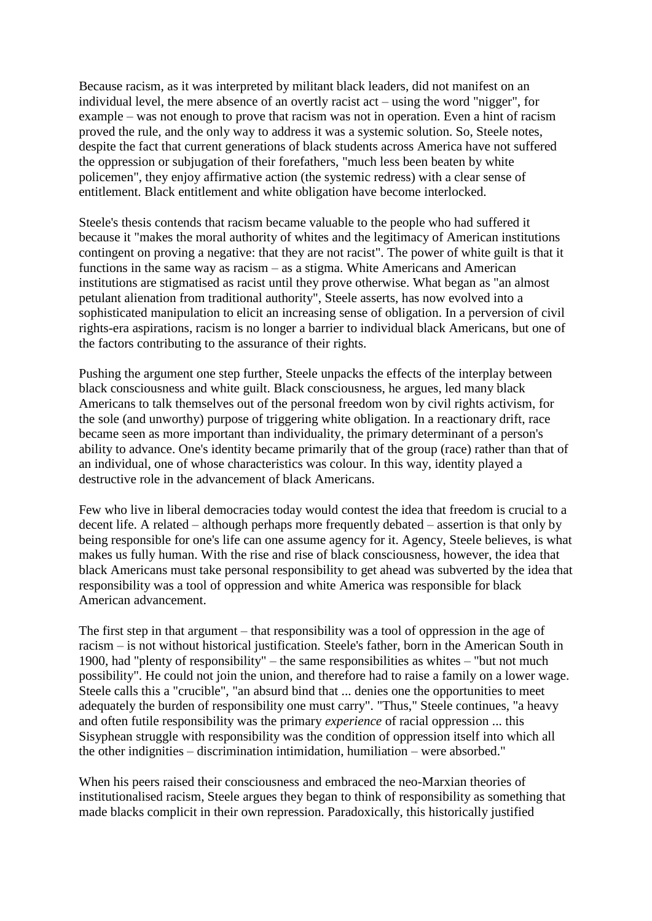Because racism, as it was interpreted by militant black leaders, did not manifest on an individual level, the mere absence of an overtly racist act – using the word "nigger", for example – was not enough to prove that racism was not in operation. Even a hint of racism proved the rule, and the only way to address it was a systemic solution. So, Steele notes, despite the fact that current generations of black students across America have not suffered the oppression or subjugation of their forefathers, "much less been beaten by white policemen", they enjoy affirmative action (the systemic redress) with a clear sense of entitlement. Black entitlement and white obligation have become interlocked.

Steele's thesis contends that racism became valuable to the people who had suffered it because it "makes the moral authority of whites and the legitimacy of American institutions contingent on proving a negative: that they are not racist". The power of white guilt is that it functions in the same way as racism – as a stigma. White Americans and American institutions are stigmatised as racist until they prove otherwise. What began as "an almost petulant alienation from traditional authority", Steele asserts, has now evolved into a sophisticated manipulation to elicit an increasing sense of obligation. In a perversion of civil rights-era aspirations, racism is no longer a barrier to individual black Americans, but one of the factors contributing to the assurance of their rights.

Pushing the argument one step further, Steele unpacks the effects of the interplay between black consciousness and white guilt. Black consciousness, he argues, led many black Americans to talk themselves out of the personal freedom won by civil rights activism, for the sole (and unworthy) purpose of triggering white obligation. In a reactionary drift, race became seen as more important than individuality, the primary determinant of a person's ability to advance. One's identity became primarily that of the group (race) rather than that of an individual, one of whose characteristics was colour. In this way, identity played a destructive role in the advancement of black Americans.

Few who live in liberal democracies today would contest the idea that freedom is crucial to a decent life. A related – although perhaps more frequently debated – assertion is that only by being responsible for one's life can one assume agency for it. Agency, Steele believes, is what makes us fully human. With the rise and rise of black consciousness, however, the idea that black Americans must take personal responsibility to get ahead was subverted by the idea that responsibility was a tool of oppression and white America was responsible for black American advancement.

The first step in that argument – that responsibility was a tool of oppression in the age of racism – is not without historical justification. Steele's father, born in the American South in 1900, had "plenty of responsibility" – the same responsibilities as whites – "but not much possibility". He could not join the union, and therefore had to raise a family on a lower wage. Steele calls this a "crucible", "an absurd bind that ... denies one the opportunities to meet adequately the burden of responsibility one must carry". "Thus," Steele continues, "a heavy and often futile responsibility was the primary *experience* of racial oppression ... this Sisyphean struggle with responsibility was the condition of oppression itself into which all the other indignities – discrimination intimidation, humiliation – were absorbed."

When his peers raised their consciousness and embraced the neo-Marxian theories of institutionalised racism, Steele argues they began to think of responsibility as something that made blacks complicit in their own repression. Paradoxically, this historically justified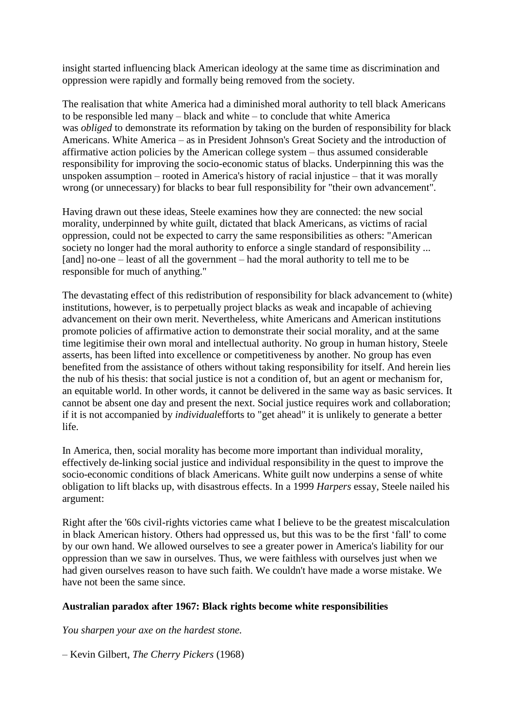insight started influencing black American ideology at the same time as discrimination and oppression were rapidly and formally being removed from the society.

The realisation that white America had a diminished moral authority to tell black Americans to be responsible led many – black and white – to conclude that white America was *obliged* to demonstrate its reformation by taking on the burden of responsibility for black Americans. White America – as in President Johnson's Great Society and the introduction of affirmative action policies by the American college system – thus assumed considerable responsibility for improving the socio-economic status of blacks. Underpinning this was the unspoken assumption – rooted in America's history of racial injustice – that it was morally wrong (or unnecessary) for blacks to bear full responsibility for "their own advancement".

Having drawn out these ideas, Steele examines how they are connected: the new social morality, underpinned by white guilt, dictated that black Americans, as victims of racial oppression, could not be expected to carry the same responsibilities as others: "American society no longer had the moral authority to enforce a single standard of responsibility ... [and] no-one – least of all the government – had the moral authority to tell me to be responsible for much of anything."

The devastating effect of this redistribution of responsibility for black advancement to (white) institutions, however, is to perpetually project blacks as weak and incapable of achieving advancement on their own merit. Nevertheless, white Americans and American institutions promote policies of affirmative action to demonstrate their social morality, and at the same time legitimise their own moral and intellectual authority. No group in human history, Steele asserts, has been lifted into excellence or competitiveness by another. No group has even benefited from the assistance of others without taking responsibility for itself. And herein lies the nub of his thesis: that social justice is not a condition of, but an agent or mechanism for, an equitable world. In other words, it cannot be delivered in the same way as basic services. It cannot be absent one day and present the next. Social justice requires work and collaboration; if it is not accompanied by *individual*efforts to "get ahead" it is unlikely to generate a better life.

In America, then, social morality has become more important than individual morality, effectively de-linking social justice and individual responsibility in the quest to improve the socio-economic conditions of black Americans. White guilt now underpins a sense of white obligation to lift blacks up, with disastrous effects. In a 1999 *Harpers* essay, Steele nailed his argument:

Right after the '60s civil-rights victories came what I believe to be the greatest miscalculation in black American history. Others had oppressed us, but this was to be the first 'fall' to come by our own hand. We allowed ourselves to see a greater power in America's liability for our oppression than we saw in ourselves. Thus, we were faithless with ourselves just when we had given ourselves reason to have such faith. We couldn't have made a worse mistake. We have not been the same since.

**Australian paradox after 1967: Black rights become white responsibilities**

*You sharpen your axe on the hardest stone.*

– Kevin Gilbert, *The Cherry Pickers* (1968)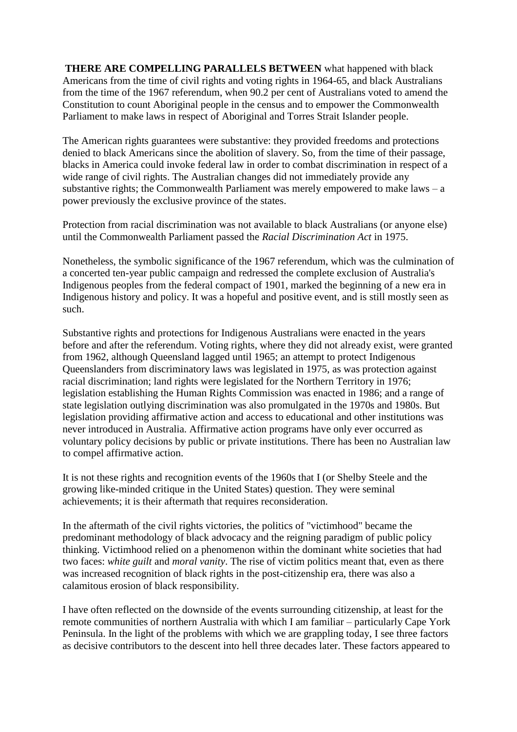**THERE ARE COMPELLING PARALLELS BETWEEN** what happened with black Americans from the time of civil rights and voting rights in 1964-65, and black Australians from the time of the 1967 referendum, when 90.2 per cent of Australians voted to amend the Constitution to count Aboriginal people in the census and to empower the Commonwealth Parliament to make laws in respect of Aboriginal and Torres Strait Islander people.

The American rights guarantees were substantive: they provided freedoms and protections denied to black Americans since the abolition of slavery. So, from the time of their passage, blacks in America could invoke federal law in order to combat discrimination in respect of a wide range of civil rights. The Australian changes did not immediately provide any substantive rights; the Commonwealth Parliament was merely empowered to make laws – a power previously the exclusive province of the states.

Protection from racial discrimination was not available to black Australians (or anyone else) until the Commonwealth Parliament passed the *Racial Discrimination Act* in 1975.

Nonetheless, the symbolic significance of the 1967 referendum, which was the culmination of a concerted ten-year public campaign and redressed the complete exclusion of Australia's Indigenous peoples from the federal compact of 1901, marked the beginning of a new era in Indigenous history and policy. It was a hopeful and positive event, and is still mostly seen as such.

Substantive rights and protections for Indigenous Australians were enacted in the years before and after the referendum. Voting rights, where they did not already exist, were granted from 1962, although Queensland lagged until 1965; an attempt to protect Indigenous Queenslanders from discriminatory laws was legislated in 1975, as was protection against racial discrimination; land rights were legislated for the Northern Territory in 1976; legislation establishing the Human Rights Commission was enacted in 1986; and a range of state legislation outlying discrimination was also promulgated in the 1970s and 1980s. But legislation providing affirmative action and access to educational and other institutions was never introduced in Australia. Affirmative action programs have only ever occurred as voluntary policy decisions by public or private institutions. There has been no Australian law to compel affirmative action.

It is not these rights and recognition events of the 1960s that I (or Shelby Steele and the growing like-minded critique in the United States) question. They were seminal achievements; it is their aftermath that requires reconsideration.

In the aftermath of the civil rights victories, the politics of "victimhood" became the predominant methodology of black advocacy and the reigning paradigm of public policy thinking. Victimhood relied on a phenomenon within the dominant white societies that had two faces: *white guilt* and *moral vanity*. The rise of victim politics meant that, even as there was increased recognition of black rights in the post-citizenship era, there was also a calamitous erosion of black responsibility.

I have often reflected on the downside of the events surrounding citizenship, at least for the remote communities of northern Australia with which I am familiar – particularly Cape York Peninsula. In the light of the problems with which we are grappling today, I see three factors as decisive contributors to the descent into hell three decades later. These factors appeared to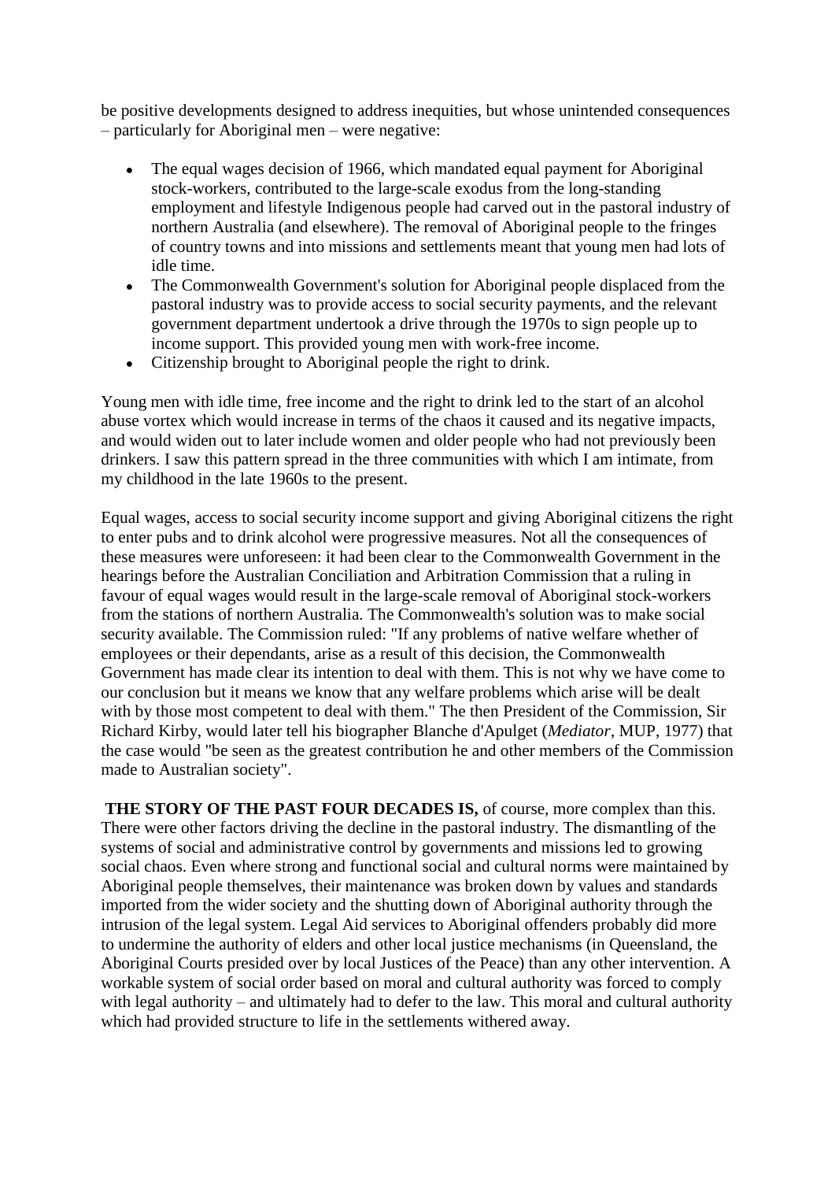be positive developments designed to address inequities, but whose unintended consequences – particularly for Aboriginal men – were negative:

- The equal wages decision of 1966, which mandated equal payment for Aboriginal stock-workers, contributed to the large-scale exodus from the long-standing employment and lifestyle Indigenous people had carved out in the pastoral industry of northern Australia (and elsewhere). The removal of Aboriginal people to the fringes of country towns and into missions and settlements meant that young men had lots of idle time.
- The Commonwealth Government's solution for Aboriginal people displaced from the pastoral industry was to provide access to social security payments, and the relevant government department undertook a drive through the 1970s to sign people up to income support. This provided young men with work-free income.
- Citizenship brought to Aboriginal people the right to drink.

Young men with idle time, free income and the right to drink led to the start of an alcohol abuse vortex which would increase in terms of the chaos it caused and its negative impacts, and would widen out to later include women and older people who had not previously been drinkers. I saw this pattern spread in the three communities with which I am intimate, from my childhood in the late 1960s to the present.

Equal wages, access to social security income support and giving Aboriginal citizens the right to enter pubs and to drink alcohol were progressive measures. Not all the consequences of these measures were unforeseen: it had been clear to the Commonwealth Government in the hearings before the Australian Conciliation and Arbitration Commission that a ruling in favour of equal wages would result in the large-scale removal of Aboriginal stock-workers from the stations of northern Australia. The Commonwealth's solution was to make social security available. The Commission ruled: "If any problems of native welfare whether of employees or their dependants, arise as a result of this decision, the Commonwealth Government has made clear its intention to deal with them. This is not why we have come to our conclusion but it means we know that any welfare problems which arise will be dealt with by those most competent to deal with them." The then President of the Commission, Sir Richard Kirby, would later tell his biographer Blanche d'Apulget (*Mediator*, MUP, 1977) that the case would "be seen as the greatest contribution he and other members of the Commission made to Australian society".

**THE STORY OF THE PAST FOUR DECADES IS,** of course, more complex than this. There were other factors driving the decline in the pastoral industry. The dismantling of the systems of social and administrative control by governments and missions led to growing social chaos. Even where strong and functional social and cultural norms were maintained by Aboriginal people themselves, their maintenance was broken down by values and standards imported from the wider society and the shutting down of Aboriginal authority through the intrusion of the legal system. Legal Aid services to Aboriginal offenders probably did more to undermine the authority of elders and other local justice mechanisms (in Queensland, the Aboriginal Courts presided over by local Justices of the Peace) than any other intervention. A workable system of social order based on moral and cultural authority was forced to comply with legal authority – and ultimately had to defer to the law. This moral and cultural authority which had provided structure to life in the settlements withered away.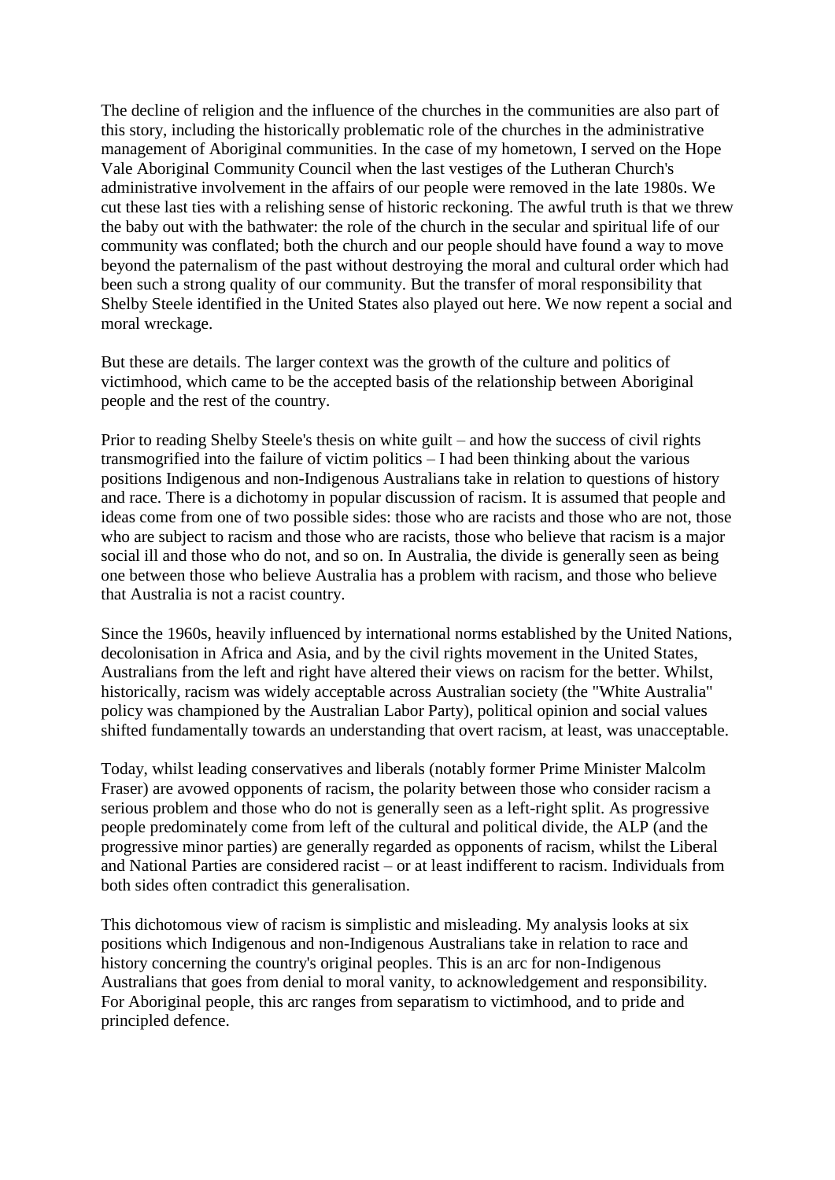The decline of religion and the influence of the churches in the communities are also part of this story, including the historically problematic role of the churches in the administrative management of Aboriginal communities. In the case of my hometown, I served on the Hope Vale Aboriginal Community Council when the last vestiges of the Lutheran Church's administrative involvement in the affairs of our people were removed in the late 1980s. We cut these last ties with a relishing sense of historic reckoning. The awful truth is that we threw the baby out with the bathwater: the role of the church in the secular and spiritual life of our community was conflated; both the church and our people should have found a way to move beyond the paternalism of the past without destroying the moral and cultural order which had been such a strong quality of our community. But the transfer of moral responsibility that Shelby Steele identified in the United States also played out here. We now repent a social and moral wreckage.

But these are details. The larger context was the growth of the culture and politics of victimhood, which came to be the accepted basis of the relationship between Aboriginal people and the rest of the country.

Prior to reading Shelby Steele's thesis on white guilt – and how the success of civil rights transmogrified into the failure of victim politics – I had been thinking about the various positions Indigenous and non-Indigenous Australians take in relation to questions of history and race. There is a dichotomy in popular discussion of racism. It is assumed that people and ideas come from one of two possible sides: those who are racists and those who are not, those who are subject to racism and those who are racists, those who believe that racism is a major social ill and those who do not, and so on. In Australia, the divide is generally seen as being one between those who believe Australia has a problem with racism, and those who believe that Australia is not a racist country.

Since the 1960s, heavily influenced by international norms established by the United Nations, decolonisation in Africa and Asia, and by the civil rights movement in the United States, Australians from the left and right have altered their views on racism for the better. Whilst, historically, racism was widely acceptable across Australian society (the "White Australia" policy was championed by the Australian Labor Party), political opinion and social values shifted fundamentally towards an understanding that overt racism, at least, was unacceptable.

Today, whilst leading conservatives and liberals (notably former Prime Minister Malcolm Fraser) are avowed opponents of racism, the polarity between those who consider racism a serious problem and those who do not is generally seen as a left-right split. As progressive people predominately come from left of the cultural and political divide, the ALP (and the progressive minor parties) are generally regarded as opponents of racism, whilst the Liberal and National Parties are considered racist – or at least indifferent to racism. Individuals from both sides often contradict this generalisation.

This dichotomous view of racism is simplistic and misleading. My analysis looks at six positions which Indigenous and non-Indigenous Australians take in relation to race and history concerning the country's original peoples. This is an arc for non-Indigenous Australians that goes from denial to moral vanity, to acknowledgement and responsibility. For Aboriginal people, this arc ranges from separatism to victimhood, and to pride and principled defence.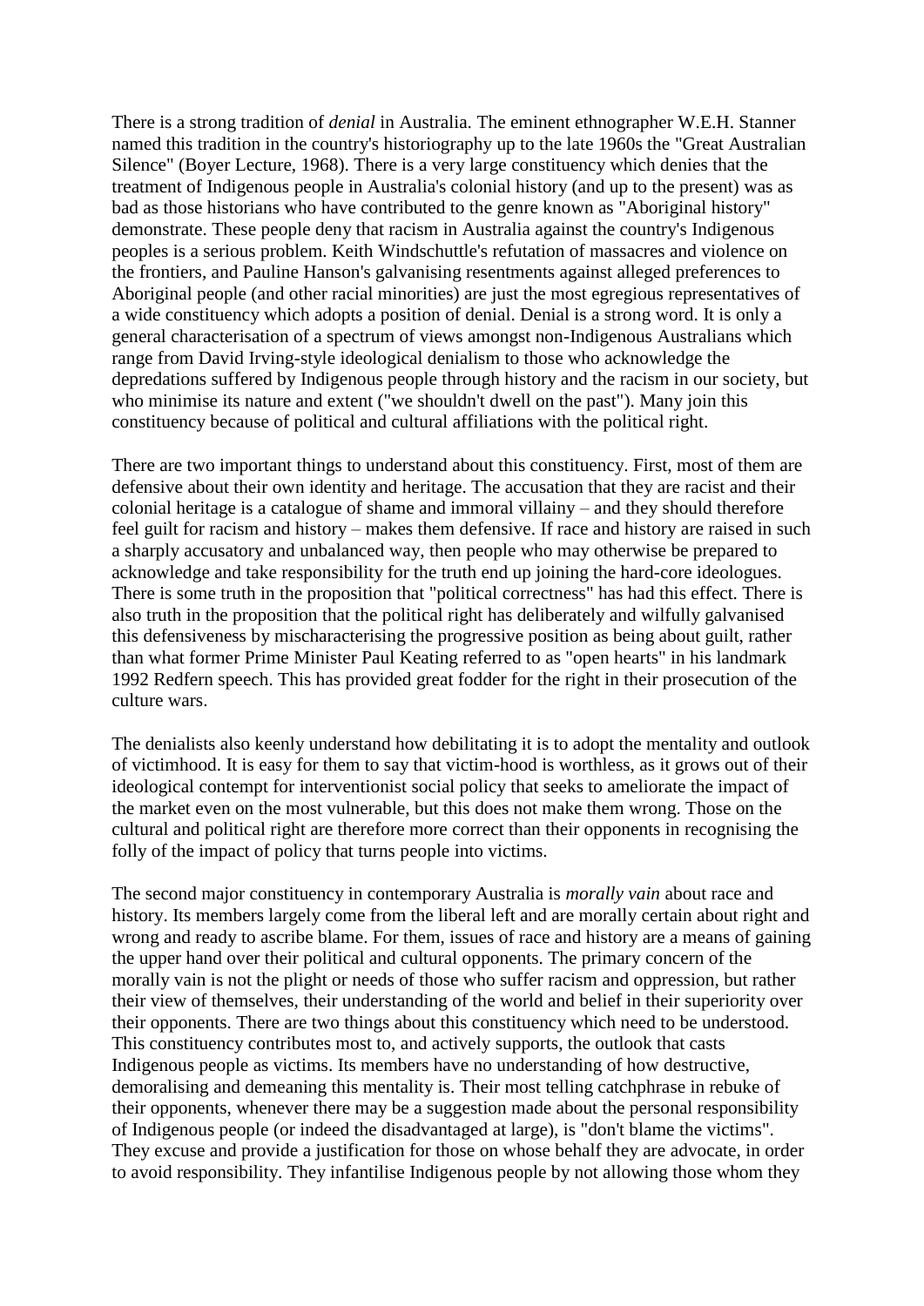There is a strong tradition of *denial* in Australia. The eminent ethnographer W.E.H. Stanner named this tradition in the country's historiography up to the late 1960s the "Great Australian Silence" (Boyer Lecture, 1968). There is a very large constituency which denies that the treatment of Indigenous people in Australia's colonial history (and up to the present) was as bad as those historians who have contributed to the genre known as "Aboriginal history" demonstrate. These people deny that racism in Australia against the country's Indigenous peoples is a serious problem. Keith Windschuttle's refutation of massacres and violence on the frontiers, and Pauline Hanson's galvanising resentments against alleged preferences to Aboriginal people (and other racial minorities) are just the most egregious representatives of a wide constituency which adopts a position of denial. Denial is a strong word. It is only a general characterisation of a spectrum of views amongst non-Indigenous Australians which range from David Irving-style ideological denialism to those who acknowledge the depredations suffered by Indigenous people through history and the racism in our society, but who minimise its nature and extent ("we shouldn't dwell on the past"). Many join this constituency because of political and cultural affiliations with the political right.

There are two important things to understand about this constituency. First, most of them are defensive about their own identity and heritage. The accusation that they are racist and their colonial heritage is a catalogue of shame and immoral villainy – and they should therefore feel guilt for racism and history – makes them defensive. If race and history are raised in such a sharply accusatory and unbalanced way, then people who may otherwise be prepared to acknowledge and take responsibility for the truth end up joining the hard-core ideologues. There is some truth in the proposition that "political correctness" has had this effect. There is also truth in the proposition that the political right has deliberately and wilfully galvanised this defensiveness by mischaracterising the progressive position as being about guilt, rather than what former Prime Minister Paul Keating referred to as "open hearts" in his landmark 1992 Redfern speech. This has provided great fodder for the right in their prosecution of the culture wars.

The denialists also keenly understand how debilitating it is to adopt the mentality and outlook of victimhood. It is easy for them to say that victim-hood is worthless, as it grows out of their ideological contempt for interventionist social policy that seeks to ameliorate the impact of the market even on the most vulnerable, but this does not make them wrong. Those on the cultural and political right are therefore more correct than their opponents in recognising the folly of the impact of policy that turns people into victims.

The second major constituency in contemporary Australia is *morally vain* about race and history. Its members largely come from the liberal left and are morally certain about right and wrong and ready to ascribe blame. For them, issues of race and history are a means of gaining the upper hand over their political and cultural opponents. The primary concern of the morally vain is not the plight or needs of those who suffer racism and oppression, but rather their view of themselves, their understanding of the world and belief in their superiority over their opponents. There are two things about this constituency which need to be understood. This constituency contributes most to, and actively supports, the outlook that casts Indigenous people as victims. Its members have no understanding of how destructive, demoralising and demeaning this mentality is. Their most telling catchphrase in rebuke of their opponents, whenever there may be a suggestion made about the personal responsibility of Indigenous people (or indeed the disadvantaged at large), is "don't blame the victims". They excuse and provide a justification for those on whose behalf they are advocate, in order to avoid responsibility. They infantilise Indigenous people by not allowing those whom they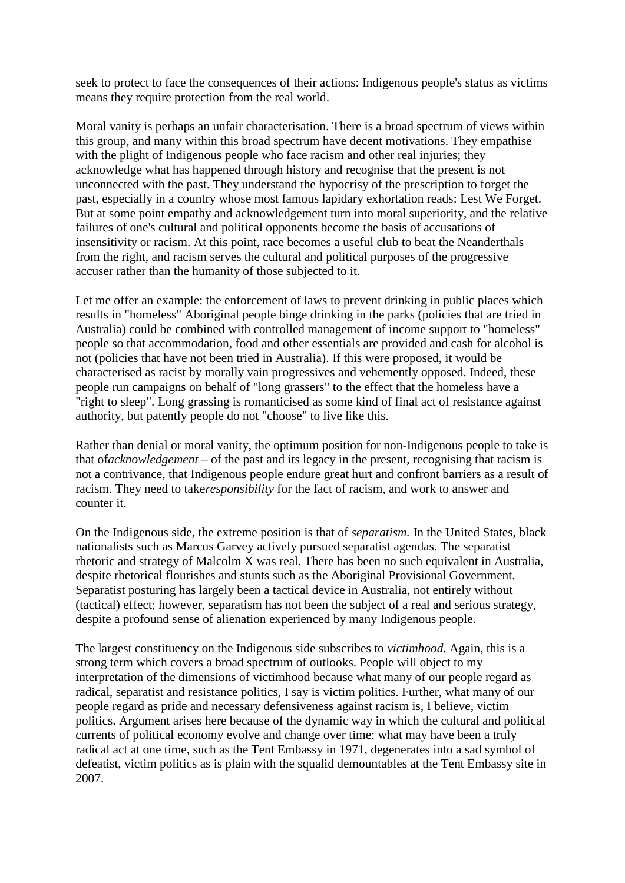seek to protect to face the consequences of their actions: Indigenous people's status as victims means they require protection from the real world.

Moral vanity is perhaps an unfair characterisation. There is a broad spectrum of views within this group, and many within this broad spectrum have decent motivations. They empathise with the plight of Indigenous people who face racism and other real injuries; they acknowledge what has happened through history and recognise that the present is not unconnected with the past. They understand the hypocrisy of the prescription to forget the past, especially in a country whose most famous lapidary exhortation reads: Lest We Forget. But at some point empathy and acknowledgement turn into moral superiority, and the relative failures of one's cultural and political opponents become the basis of accusations of insensitivity or racism. At this point, race becomes a useful club to beat the Neanderthals from the right, and racism serves the cultural and political purposes of the progressive accuser rather than the humanity of those subjected to it.

Let me offer an example: the enforcement of laws to prevent drinking in public places which results in "homeless" Aboriginal people binge drinking in the parks (policies that are tried in Australia) could be combined with controlled management of income support to "homeless" people so that accommodation, food and other essentials are provided and cash for alcohol is not (policies that have not been tried in Australia). If this were proposed, it would be characterised as racist by morally vain progressives and vehemently opposed. Indeed, these people run campaigns on behalf of "long grassers" to the effect that the homeless have a "right to sleep". Long grassing is romanticised as some kind of final act of resistance against authority, but patently people do not "choose" to live like this.

Rather than denial or moral vanity, the optimum position for non-Indigenous people to take is that of*acknowledgement* – of the past and its legacy in the present, recognising that racism is not a contrivance, that Indigenous people endure great hurt and confront barriers as a result of racism. They need to take*responsibility* for the fact of racism, and work to answer and counter it.

On the Indigenous side, the extreme position is that of *separatism.* In the United States, black nationalists such as Marcus Garvey actively pursued separatist agendas. The separatist rhetoric and strategy of Malcolm X was real. There has been no such equivalent in Australia, despite rhetorical flourishes and stunts such as the Aboriginal Provisional Government. Separatist posturing has largely been a tactical device in Australia, not entirely without (tactical) effect; however, separatism has not been the subject of a real and serious strategy, despite a profound sense of alienation experienced by many Indigenous people.

The largest constituency on the Indigenous side subscribes to *victimhood.* Again, this is a strong term which covers a broad spectrum of outlooks. People will object to my interpretation of the dimensions of victimhood because what many of our people regard as radical, separatist and resistance politics, I say is victim politics. Further, what many of our people regard as pride and necessary defensiveness against racism is, I believe, victim politics. Argument arises here because of the dynamic way in which the cultural and political currents of political economy evolve and change over time: what may have been a truly radical act at one time, such as the Tent Embassy in 1971, degenerates into a sad symbol of defeatist, victim politics as is plain with the squalid demountables at the Tent Embassy site in 2007.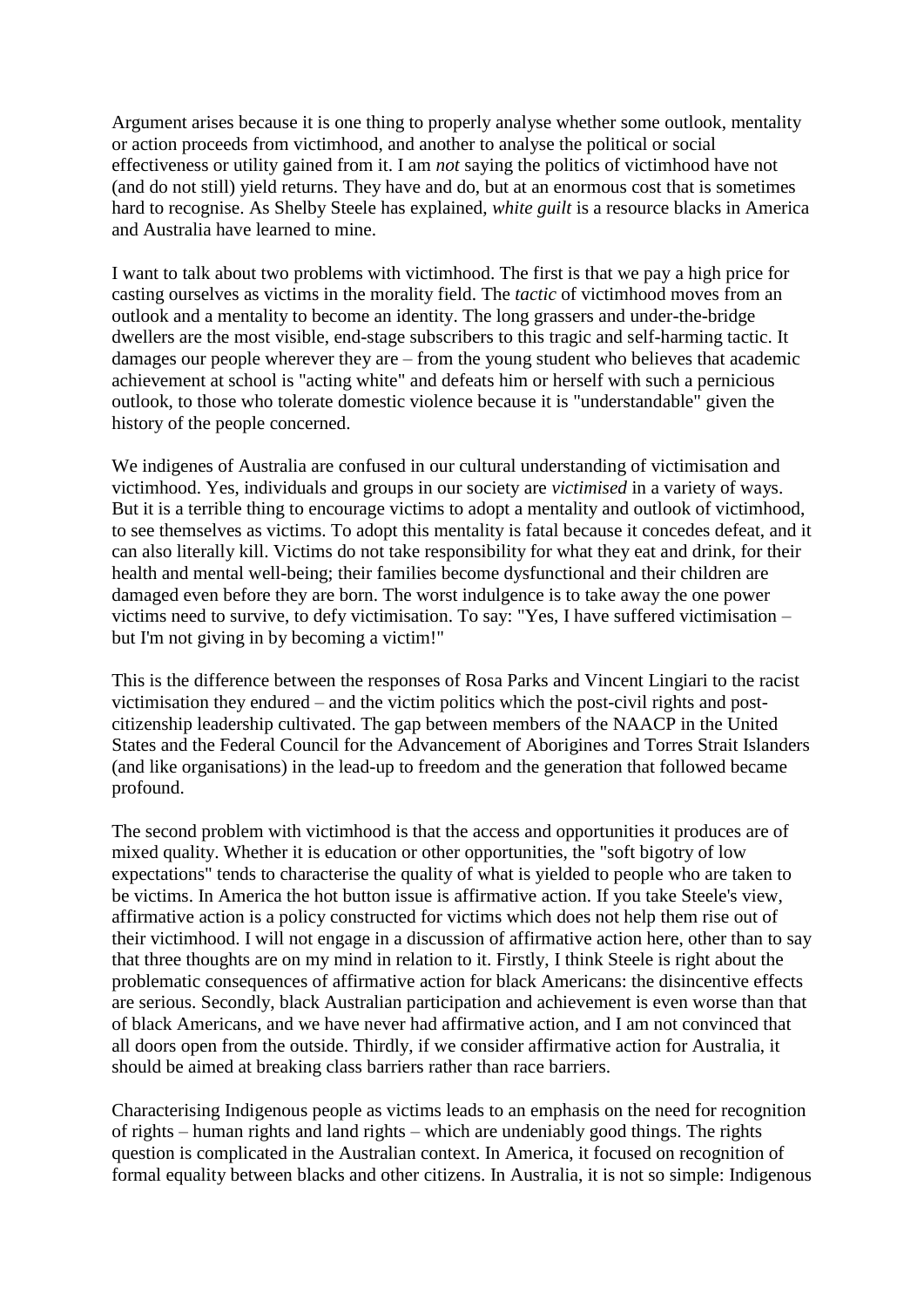Argument arises because it is one thing to properly analyse whether some outlook, mentality or action proceeds from victimhood, and another to analyse the political or social effectiveness or utility gained from it. I am *not* saying the politics of victimhood have not (and do not still) yield returns. They have and do, but at an enormous cost that is sometimes hard to recognise. As Shelby Steele has explained, *white guilt* is a resource blacks in America and Australia have learned to mine.

I want to talk about two problems with victimhood. The first is that we pay a high price for casting ourselves as victims in the morality field. The *tactic* of victimhood moves from an outlook and a mentality to become an identity. The long grassers and under-the-bridge dwellers are the most visible, end-stage subscribers to this tragic and self-harming tactic. It damages our people wherever they are – from the young student who believes that academic achievement at school is "acting white" and defeats him or herself with such a pernicious outlook, to those who tolerate domestic violence because it is "understandable" given the history of the people concerned.

We indigenes of Australia are confused in our cultural understanding of victimisation and victimhood. Yes, individuals and groups in our society are *victimised* in a variety of ways. But it is a terrible thing to encourage victims to adopt a mentality and outlook of victimhood, to see themselves as victims. To adopt this mentality is fatal because it concedes defeat, and it can also literally kill. Victims do not take responsibility for what they eat and drink, for their health and mental well-being; their families become dysfunctional and their children are damaged even before they are born. The worst indulgence is to take away the one power victims need to survive, to defy victimisation. To say: "Yes, I have suffered victimisation – but I'm not giving in by becoming a victim!"

This is the difference between the responses of Rosa Parks and Vincent Lingiari to the racist victimisation they endured – and the victim politics which the post-civil rights and post-citizenship leadership cultivated. The gap between members of the NAACP in the United States and the Federal Council for the Advancement of Aborigines and Torres Strait Islanders (and like organisations) in the lead-up to freedom and the generation that followed became profound.

The second problem with victimhood is that the access and opportunities it produces are of mixed quality. Whether it is education or other opportunities, the "soft bigotry of low expectations" tends to characterise the quality of what is yielded to people who are taken to be victims. In America the hot button issue is affirmative action. If you take Steele's view, affirmative action is a policy constructed for victims which does not help them rise out of their victimhood. I will not engage in a discussion of affirmative action here, other than to say that three thoughts are on my mind in relation to it. Firstly, I think Steele is right about the problematic consequences of affirmative action for black Americans: the disincentive effects are serious. Secondly, black Australian participation and achievement is even worse than that of black Americans, and we have never had affirmative action, and I am not convinced that all doors open from the outside. Thirdly, if we consider affirmative action for Australia, it should be aimed at breaking class barriers rather than race barriers.

Characterising Indigenous people as victims leads to an emphasis on the need for recognition of rights – human rights and land rights – which are undeniably good things. The rights question is complicated in the Australian context. In America, it focused on recognition of formal equality between blacks and other citizens. In Australia, it is not so simple: Indigenous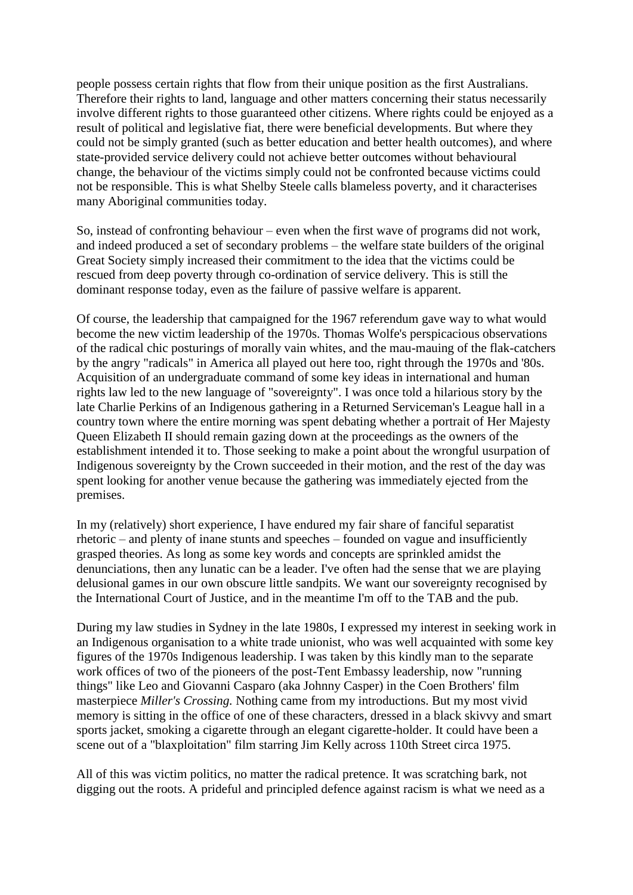people possess certain rights that flow from their unique position as the first Australians. Therefore their rights to land, language and other matters concerning their status necessarily involve different rights to those guaranteed other citizens. Where rights could be enjoyed as a result of political and legislative fiat, there were beneficial developments. But where they could not be simply granted (such as better education and better health outcomes), and where state-provided service delivery could not achieve better outcomes without behavioural change, the behaviour of the victims simply could not be confronted because victims could not be responsible. This is what Shelby Steele calls blameless poverty, and it characterises many Aboriginal communities today.

So, instead of confronting behaviour – even when the first wave of programs did not work, and indeed produced a set of secondary problems – the welfare state builders of the original Great Society simply increased their commitment to the idea that the victims could be rescued from deep poverty through co-ordination of service delivery. This is still the dominant response today, even as the failure of passive welfare is apparent.

Of course, the leadership that campaigned for the 1967 referendum gave way to what would become the new victim leadership of the 1970s. Thomas Wolfe's perspicacious observations of the radical chic posturings of morally vain whites, and the mau-mauing of the flak-catchers by the angry "radicals" in America all played out here too, right through the 1970s and '80s. Acquisition of an undergraduate command of some key ideas in international and human rights law led to the new language of "sovereignty". I was once told a hilarious story by the late Charlie Perkins of an Indigenous gathering in a Returned Serviceman's League hall in a country town where the entire morning was spent debating whether a portrait of Her Majesty Queen Elizabeth II should remain gazing down at the proceedings as the owners of the establishment intended it to. Those seeking to make a point about the wrongful usurpation of Indigenous sovereignty by the Crown succeeded in their motion, and the rest of the day was spent looking for another venue because the gathering was immediately ejected from the premises.

In my (relatively) short experience, I have endured my fair share of fanciful separatist rhetoric – and plenty of inane stunts and speeches – founded on vague and insufficiently grasped theories. As long as some key words and concepts are sprinkled amidst the denunciations, then any lunatic can be a leader. I've often had the sense that we are playing delusional games in our own obscure little sandpits. We want our sovereignty recognised by the International Court of Justice, and in the meantime I'm off to the TAB and the pub.

During my law studies in Sydney in the late 1980s, I expressed my interest in seeking work in an Indigenous organisation to a white trade unionist, who was well acquainted with some key figures of the 1970s Indigenous leadership. I was taken by this kindly man to the separate work offices of two of the pioneers of the post-Tent Embassy leadership, now "running things" like Leo and Giovanni Casparo (aka Johnny Casper) in the Coen Brothers' film masterpiece *Miller's Crossing.* Nothing came from my introductions. But my most vivid memory is sitting in the office of one of these characters, dressed in a black skivvy and smart sports jacket, smoking a cigarette through an elegant cigarette-holder. It could have been a scene out of a "blaxploitation" film starring Jim Kelly across 110th Street circa 1975.

All of this was victim politics, no matter the radical pretence. It was scratching bark, not digging out the roots. A prideful and principled defence against racism is what we need as a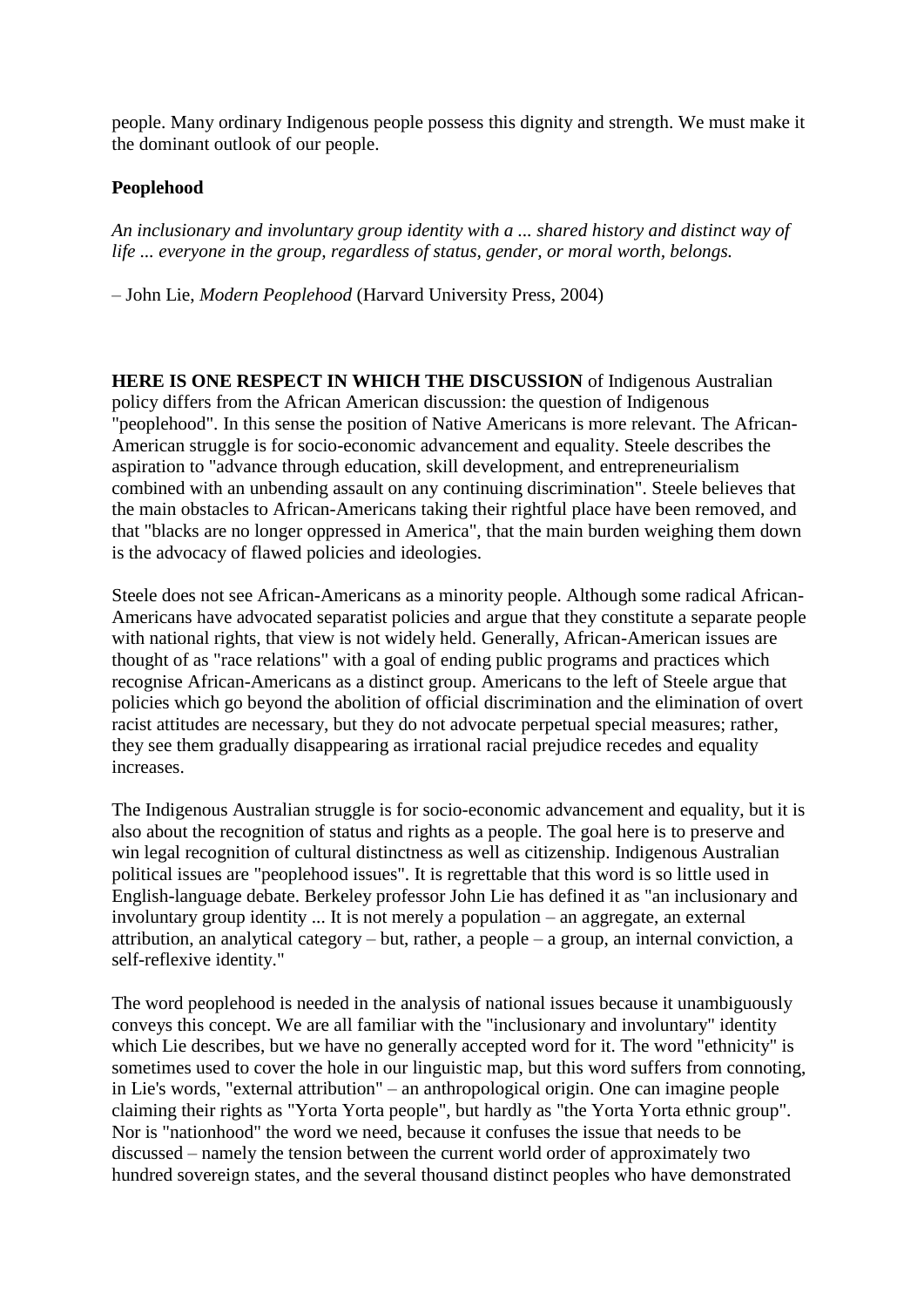people. Many ordinary Indigenous people possess this dignity and strength. We must make it the dominant outlook of our people.

## Peoplehood

*An inclusionary and involuntary group identity with a ... shared history and distinct way of life ... everyone in the group, regardless of status, gender, or moral worth, belongs.*

– John Lie, *Modern Peoplehood* (Harvard University Press, 2004)

**HERE IS ONE RESPECT IN WHICH THE DISCUSSION** of Indigenous Australian policy differs from the African American discussion: the question of Indigenous "peoplehood". In this sense the position of Native Americans is more relevant. The African-American struggle is for socio-economic advancement and equality. Steele describes the aspiration to "advance through education, skill development, and entrepreneurialism combined with an unbending assault on any continuing discrimination". Steele believes that the main obstacles to African-Americans taking their rightful place have been removed, and that "blacks are no longer oppressed in America", that the main burden weighing them down is the advocacy of flawed policies and ideologies.

Steele does not see African-Americans as a minority people. Although some radical African-Americans have advocated separatist policies and argue that they constitute a separate people with national rights, that view is not widely held. Generally, African-American issues are thought of as "race relations" with a goal of ending public programs and practices which recognise African-Americans as a distinct group. Americans to the left of Steele argue that policies which go beyond the abolition of official discrimination and the elimination of overt racist attitudes are necessary, but they do not advocate perpetual special measures; rather, they see them gradually disappearing as irrational racial prejudice recedes and equality increases.

The Indigenous Australian struggle is for socio-economic advancement and equality, but it is also about the recognition of status and rights as a people. The goal here is to preserve and win legal recognition of cultural distinctness as well as citizenship. Indigenous Australian political issues are "peoplehood issues". It is regrettable that this word is so little used in English-language debate. Berkeley professor John Lie has defined it as "an inclusionary and involuntary group identity ... It is not merely a population – an aggregate, an external attribution, an analytical category – but, rather, a people – a group, an internal conviction, a self-reflexive identity."

The word peoplehood is needed in the analysis of national issues because it unambiguously conveys this concept. We are all familiar with the "inclusionary and involuntary" identity which Lie describes, but we have no generally accepted word for it. The word "ethnicity" is sometimes used to cover the hole in our linguistic map, but this word suffers from connoting, in Lie's words, "external attribution" – an anthropological origin. One can imagine people claiming their rights as "Yorta Yorta people", but hardly as "the Yorta Yorta ethnic group". Nor is "nationhood" the word we need, because it confuses the issue that needs to be discussed – namely the tension between the current world order of approximately two hundred sovereign states, and the several thousand distinct peoples who have demonstrated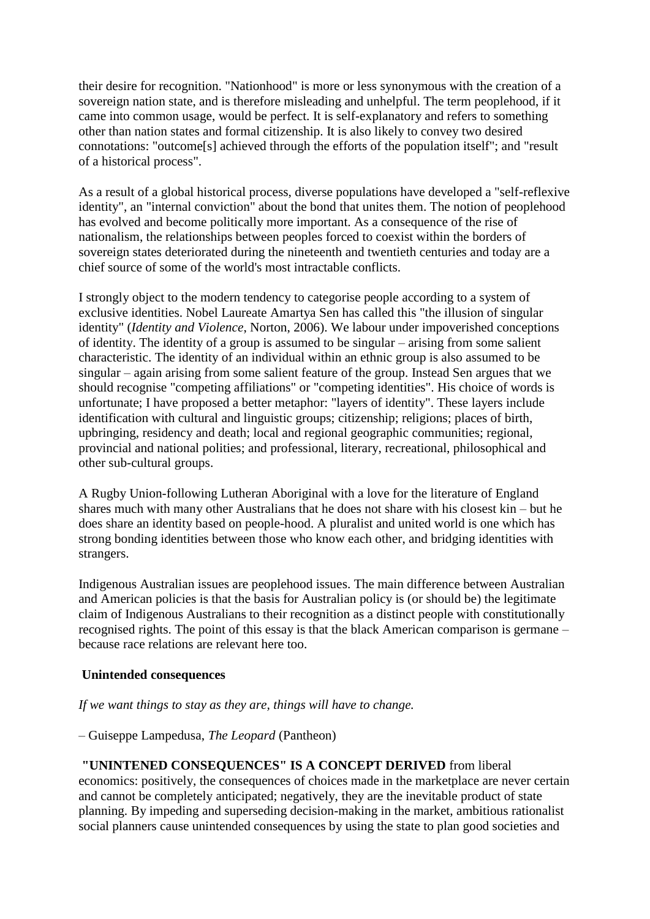their desire for recognition. "Nationhood" is more or less synonymous with the creation of a sovereign nation state, and is therefore misleading and unhelpful. The term peoplehood, if it came into common usage, would be perfect. It is self-explanatory and refers to something other than nation states and formal citizenship. It is also likely to convey two desired connotations: "outcome[s] achieved through the efforts of the population itself"; and "result of a historical process".

As a result of a global historical process, diverse populations have developed a "self-reflexive identity", an "internal conviction" about the bond that unites them. The notion of peoplehood has evolved and become politically more important. As a consequence of the rise of nationalism, the relationships between peoples forced to coexist within the borders of sovereign states deteriorated during the nineteenth and twentieth centuries and today are a chief source of some of the world's most intractable conflicts.

I strongly object to the modern tendency to categorise people according to a system of exclusive identities. Nobel Laureate Amartya Sen has called this "the illusion of singular identity" (*Identity and Violence*, Norton, 2006). We labour under impoverished conceptions of identity. The identity of a group is assumed to be singular – arising from some salient characteristic. The identity of an individual within an ethnic group is also assumed to be singular – again arising from some salient feature of the group. Instead Sen argues that we should recognise "competing affiliations" or "competing identities". His choice of words is unfortunate; I have proposed a better metaphor: "layers of identity". These layers include identification with cultural and linguistic groups; citizenship; religions; places of birth, upbringing, residency and death; local and regional geographic communities; regional, provincial and national polities; and professional, literary, recreational, philosophical and other sub-cultural groups.

A Rugby Union-following Lutheran Aboriginal with a love for the literature of England shares much with many other Australians that he does not share with his closest kin – but he does share an identity based on people-hood. A pluralist and united world is one which has strong bonding identities between those who know each other, and bridging identities with strangers.

Indigenous Australian issues are peoplehood issues. The main difference between Australian and American policies is that the basis for Australian policy is (or should be) the legitimate claim of Indigenous Australians to their recognition as a distinct people with constitutionally recognised rights. The point of this essay is that the black American comparison is germane – because race relations are relevant here too.

### Unintended consequences

*If we want things to stay as they are, things will have to change.*

– Guiseppe Lampedusa, *The Leopard* (Pantheon)

**"UNINTENED CONSEQUENCES" IS A CONCEPT DERIVED** from liberal economics: positively, the consequences of choices made in the marketplace are never certain and cannot be completely anticipated; negatively, they are the inevitable product of state planning. By impeding and superseding decision-making in the market, ambitious rationalist social planners cause unintended consequences by using the state to plan good societies and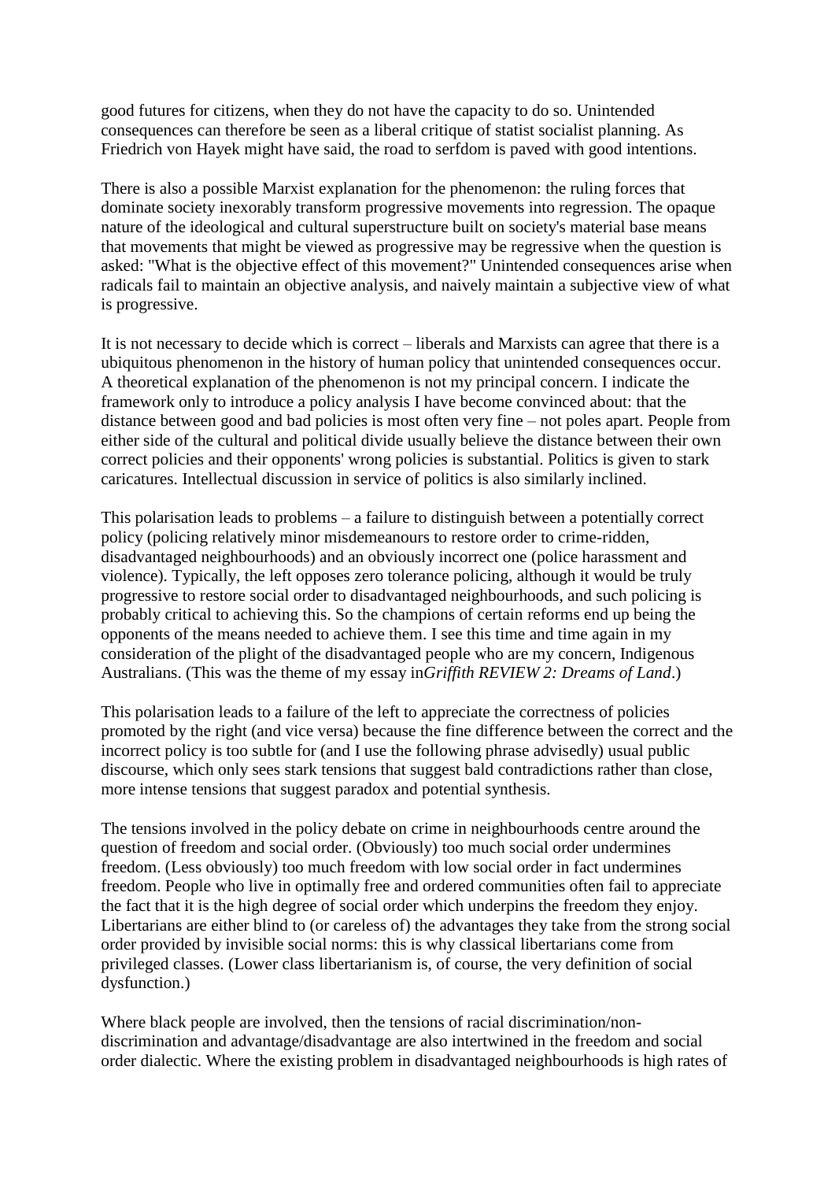good futures for citizens, when they do not have the capacity to do so. Unintended consequences can therefore be seen as a liberal critique of statist socialist planning. As Friedrich von Hayek might have said, the road to serfdom is paved with good intentions.

There is also a possible Marxist explanation for the phenomenon: the ruling forces that dominate society inexorably transform progressive movements into regression. The opaque nature of the ideological and cultural superstructure built on society's material base means that movements that might be viewed as progressive may be regressive when the question is asked: "What is the objective effect of this movement?" Unintended consequences arise when radicals fail to maintain an objective analysis, and naively maintain a subjective view of what is progressive.

It is not necessary to decide which is correct – liberals and Marxists can agree that there is a ubiquitous phenomenon in the history of human policy that unintended consequences occur. A theoretical explanation of the phenomenon is not my principal concern. I indicate the framework only to introduce a policy analysis I have become convinced about: that the distance between good and bad policies is most often very fine – not poles apart. People from either side of the cultural and political divide usually believe the distance between their own correct policies and their opponents' wrong policies is substantial. Politics is given to stark caricatures. Intellectual discussion in service of politics is also similarly inclined.

This polarisation leads to problems – a failure to distinguish between a potentially correct policy (policing relatively minor misdemeanours to restore order to crime-ridden, disadvantaged neighbourhoods) and an obviously incorrect one (police harassment and violence). Typically, the left opposes zero tolerance policing, although it would be truly progressive to restore social order to disadvantaged neighbourhoods, and such policing is probably critical to achieving this. So the champions of certain reforms end up being the opponents of the means needed to achieve them. I see this time and time again in my consideration of the plight of the disadvantaged people who are my concern, Indigenous Australians. (This was the theme of my essay in*Griffith REVIEW 2: Dreams of Land*.)

This polarisation leads to a failure of the left to appreciate the correctness of policies promoted by the right (and vice versa) because the fine difference between the correct and the incorrect policy is too subtle for (and I use the following phrase advisedly) usual public discourse, which only sees stark tensions that suggest bald contradictions rather than close, more intense tensions that suggest paradox and potential synthesis.

The tensions involved in the policy debate on crime in neighbourhoods centre around the question of freedom and social order. (Obviously) too much social order undermines freedom. (Less obviously) too much freedom with low social order in fact undermines freedom. People who live in optimally free and ordered communities often fail to appreciate the fact that it is the high degree of social order which underpins the freedom they enjoy. Libertarians are either blind to (or careless of) the advantages they take from the strong social order provided by invisible social norms: this is why classical libertarians come from privileged classes. (Lower class libertarianism is, of course, the very definition of social dysfunction.)

Where black people are involved, then the tensions of racial discrimination/non-discrimination and advantage/disadvantage are also intertwined in the freedom and social order dialectic. Where the existing problem in disadvantaged neighbourhoods is high rates of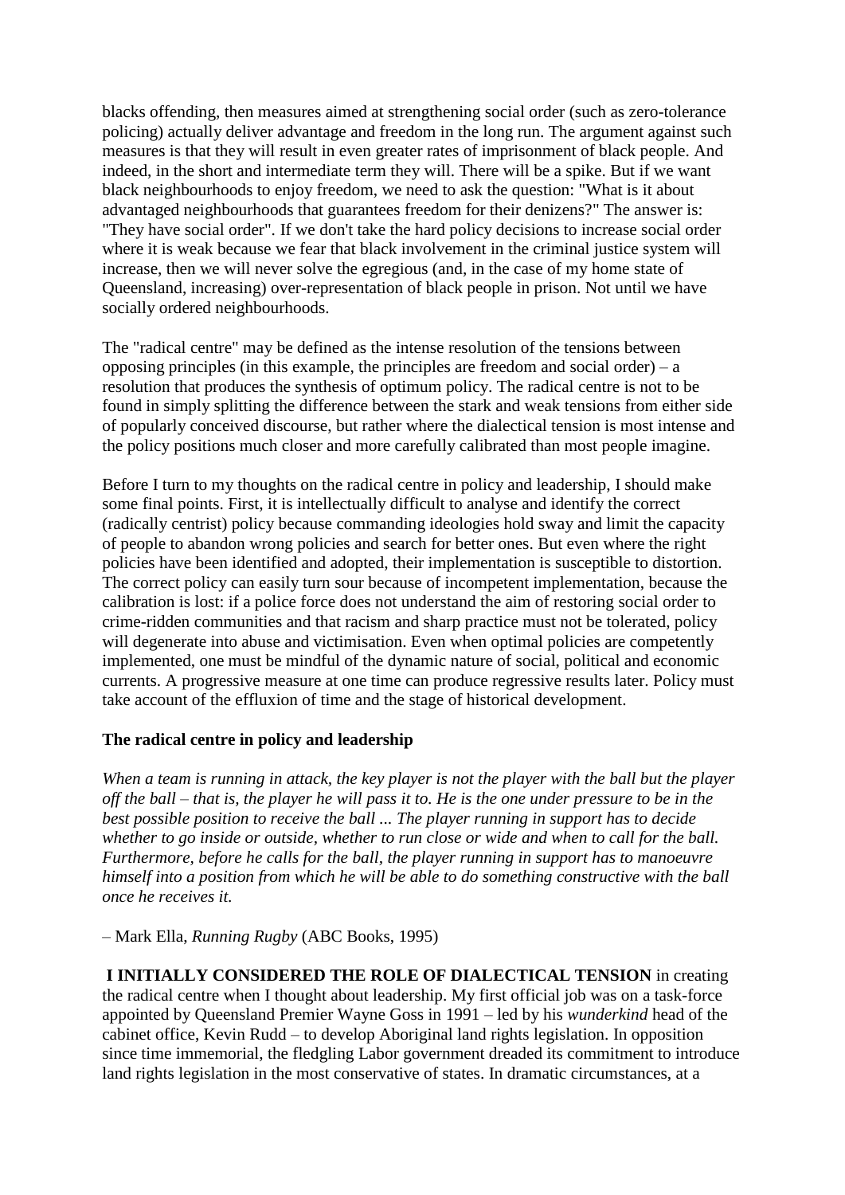blacks offending, then measures aimed at strengthening social order (such as zero-tolerance policing) actually deliver advantage and freedom in the long run. The argument against such measures is that they will result in even greater rates of imprisonment of black people. And indeed, in the short and intermediate term they will. There will be a spike. But if we want black neighbourhoods to enjoy freedom, we need to ask the question: "What is it about advantaged neighbourhoods that guarantees freedom for their denizens?" The answer is: "They have social order". If we don't take the hard policy decisions to increase social order where it is weak because we fear that black involvement in the criminal justice system will increase, then we will never solve the egregious (and, in the case of my home state of Queensland, increasing) over-representation of black people in prison. Not until we have socially ordered neighbourhoods.

The "radical centre" may be defined as the intense resolution of the tensions between opposing principles (in this example, the principles are freedom and social order) – a resolution that produces the synthesis of optimum policy. The radical centre is not to be found in simply splitting the difference between the stark and weak tensions from either side of popularly conceived discourse, but rather where the dialectical tension is most intense and the policy positions much closer and more carefully calibrated than most people imagine.

Before I turn to my thoughts on the radical centre in policy and leadership, I should make some final points. First, it is intellectually difficult to analyse and identify the correct (radically centrist) policy because commanding ideologies hold sway and limit the capacity of people to abandon wrong policies and search for better ones. But even where the right policies have been identified and adopted, their implementation is susceptible to distortion. The correct policy can easily turn sour because of incompetent implementation, because the calibration is lost: if a police force does not understand the aim of restoring social order to crime-ridden communities and that racism and sharp practice must not be tolerated, policy will degenerate into abuse and victimisation. Even when optimal policies are competently implemented, one must be mindful of the dynamic nature of social, political and economic currents. A progressive measure at one time can produce regressive results later. Policy must take account of the effluxion of time and the stage of historical development.

## The radical centre in policy and leadership

*When a team is running in attack, the key player is not the player with the ball but the player off the ball – that is, the player he will pass it to. He is the one under pressure to be in the best possible position to receive the ball ... The player running in support has to decide whether to go inside or outside, whether to run close or wide and when to call for the ball. Furthermore, before he calls for the ball, the player running in support has to manoeuvre himself into a position from which he will be able to do something constructive with the ball once he receives it.*

– Mark Ella, *Running Rugby* (ABC Books, 1995)

**I INITIALLY CONSIDERED THE ROLE OF DIALECTICAL TENSION** in creating the radical centre when I thought about leadership. My first official job was on a task-force appointed by Queensland Premier Wayne Goss in 1991 – led by his *wunderkind* head of the cabinet office, Kevin Rudd – to develop Aboriginal land rights legislation. In opposition since time immemorial, the fledgling Labor government dreaded its commitment to introduce land rights legislation in the most conservative of states. In dramatic circumstances, at a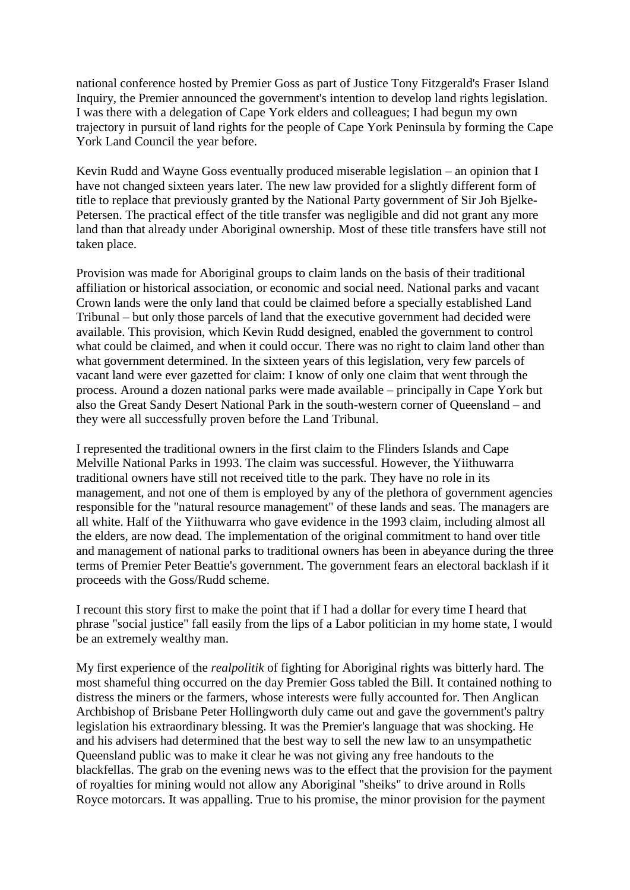national conference hosted by Premier Goss as part of Justice Tony Fitzgerald's Fraser Island Inquiry, the Premier announced the government's intention to develop land rights legislation. I was there with a delegation of Cape York elders and colleagues; I had begun my own trajectory in pursuit of land rights for the people of Cape York Peninsula by forming the Cape York Land Council the year before.

Kevin Rudd and Wayne Goss eventually produced miserable legislation – an opinion that I have not changed sixteen years later. The new law provided for a slightly different form of title to replace that previously granted by the National Party government of Sir Joh Bjelke-Petersen. The practical effect of the title transfer was negligible and did not grant any more land than that already under Aboriginal ownership. Most of these title transfers have still not taken place.

Provision was made for Aboriginal groups to claim lands on the basis of their traditional affiliation or historical association, or economic and social need. National parks and vacant Crown lands were the only land that could be claimed before a specially established Land Tribunal – but only those parcels of land that the executive government had decided were available. This provision, which Kevin Rudd designed, enabled the government to control what could be claimed, and when it could occur. There was no right to claim land other than what government determined. In the sixteen years of this legislation, very few parcels of vacant land were ever gazetted for claim: I know of only one claim that went through the process. Around a dozen national parks were made available – principally in Cape York but also the Great Sandy Desert National Park in the south-western corner of Queensland – and they were all successfully proven before the Land Tribunal.

I represented the traditional owners in the first claim to the Flinders Islands and Cape Melville National Parks in 1993. The claim was successful. However, the Yiithuwarra traditional owners have still not received title to the park. They have no role in its management, and not one of them is employed by any of the plethora of government agencies responsible for the "natural resource management" of these lands and seas. The managers are all white. Half of the Yiithuwarra who gave evidence in the 1993 claim, including almost all the elders, are now dead. The implementation of the original commitment to hand over title and management of national parks to traditional owners has been in abeyance during the three terms of Premier Peter Beattie's government. The government fears an electoral backlash if it proceeds with the Goss/Rudd scheme.

I recount this story first to make the point that if I had a dollar for every time I heard that phrase "social justice" fall easily from the lips of a Labor politician in my home state, I would be an extremely wealthy man.

My first experience of the *realpolitik* of fighting for Aboriginal rights was bitterly hard. The most shameful thing occurred on the day Premier Goss tabled the Bill. It contained nothing to distress the miners or the farmers, whose interests were fully accounted for. Then Anglican Archbishop of Brisbane Peter Hollingworth duly came out and gave the government's paltry legislation his extraordinary blessing. It was the Premier's language that was shocking. He and his advisers had determined that the best way to sell the new law to an unsympathetic Queensland public was to make it clear he was not giving any free handouts to the blackfellas. The grab on the evening news was to the effect that the provision for the payment of royalties for mining would not allow any Aboriginal "sheiks" to drive around in Rolls Royce motorcars. It was appalling. True to his promise, the minor provision for the payment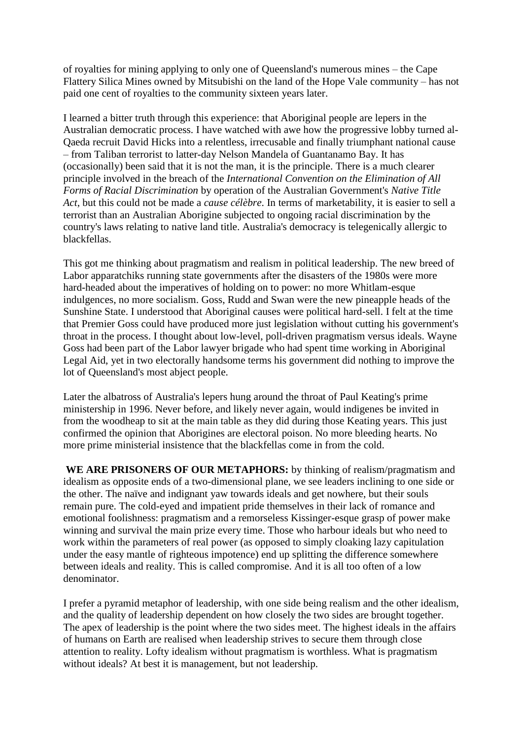of royalties for mining applying to only one of Queensland's numerous mines – the Cape Flattery Silica Mines owned by Mitsubishi on the land of the Hope Vale community – has not paid one cent of royalties to the community sixteen years later.

I learned a bitter truth through this experience: that Aboriginal people are lepers in the Australian democratic process. I have watched with awe how the progressive lobby turned al-Qaeda recruit David Hicks into a relentless, irrecusable and finally triumphant national cause – from Taliban terrorist to latter-day Nelson Mandela of Guantanamo Bay. It has (occasionally) been said that it is not the man, it is the principle. There is a much clearer principle involved in the breach of the *International Convention on the Elimination of All Forms of Racial Discrimination* by operation of the Australian Government's *Native Title Act*, but this could not be made a *cause célèbre*. In terms of marketability, it is easier to sell a terrorist than an Australian Aborigine subjected to ongoing racial discrimination by the country's laws relating to native land title. Australia's democracy is telegenically allergic to blackfellas.

This got me thinking about pragmatism and realism in political leadership. The new breed of Labor apparatchiks running state governments after the disasters of the 1980s were more hard-headed about the imperatives of holding on to power: no more Whitlam-esque indulgences, no more socialism. Goss, Rudd and Swan were the new pineapple heads of the Sunshine State. I understood that Aboriginal causes were political hard-sell. I felt at the time that Premier Goss could have produced more just legislation without cutting his government's throat in the process. I thought about low-level, poll-driven pragmatism versus ideals. Wayne Goss had been part of the Labor lawyer brigade who had spent time working in Aboriginal Legal Aid, yet in two electorally handsome terms his government did nothing to improve the lot of Queensland's most abject people.

Later the albatross of Australia's lepers hung around the throat of Paul Keating's prime ministership in 1996. Never before, and likely never again, would indigenes be invited in from the woodheap to sit at the main table as they did during those Keating years. This just confirmed the opinion that Aborigines are electoral poison. No more bleeding hearts. No more prime ministerial insistence that the blackfellas come in from the cold.

**WE ARE PRISONERS OF OUR METAPHORS:** by thinking of realism/pragmatism and idealism as opposite ends of a two-dimensional plane, we see leaders inclining to one side or the other. The naïve and indignant yaw towards ideals and get nowhere, but their souls remain pure. The cold-eyed and impatient pride themselves in their lack of romance and emotional foolishness: pragmatism and a remorseless Kissinger-esque grasp of power make winning and survival the main prize every time. Those who harbour ideals but who need to work within the parameters of real power (as opposed to simply cloaking lazy capitulation under the easy mantle of righteous impotence) end up splitting the difference somewhere between ideals and reality. This is called compromise. And it is all too often of a low denominator.

I prefer a pyramid metaphor of leadership, with one side being realism and the other idealism, and the quality of leadership dependent on how closely the two sides are brought together. The apex of leadership is the point where the two sides meet. The highest ideals in the affairs of humans on Earth are realised when leadership strives to secure them through close attention to reality. Lofty idealism without pragmatism is worthless. What is pragmatism without ideals? At best it is management, but not leadership.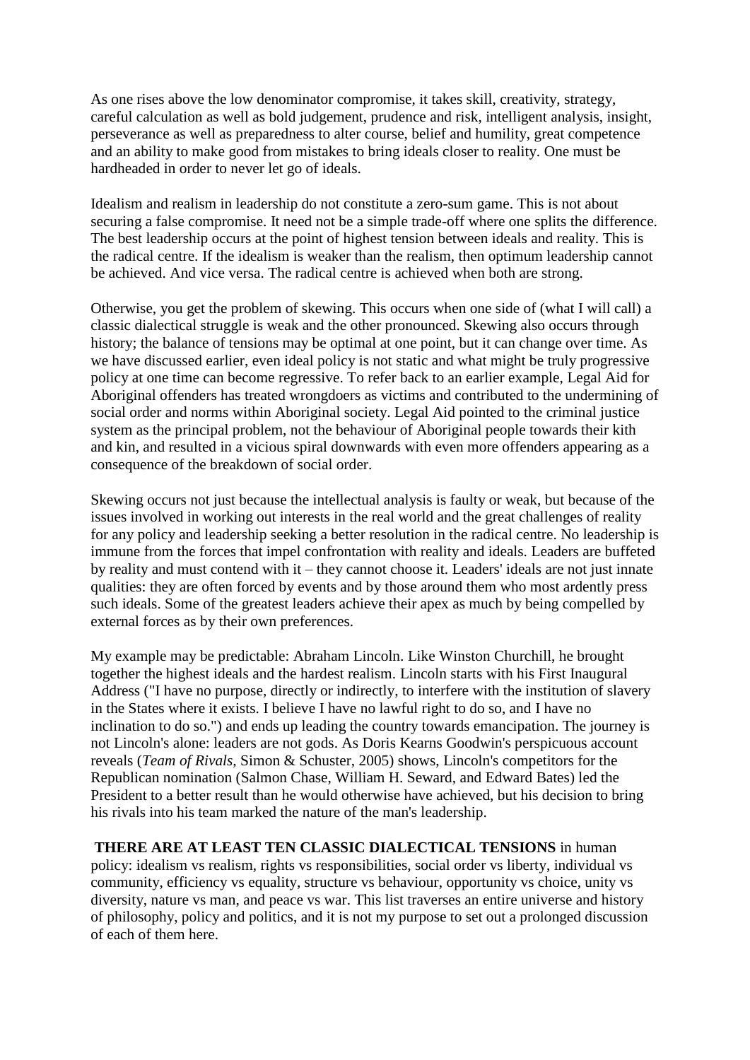As one rises above the low denominator compromise, it takes skill, creativity, strategy, careful calculation as well as bold judgement, prudence and risk, intelligent analysis, insight, perseverance as well as preparedness to alter course, belief and humility, great competence and an ability to make good from mistakes to bring ideals closer to reality. One must be hardheaded in order to never let go of ideals.

Idealism and realism in leadership do not constitute a zero-sum game. This is not about securing a false compromise. It need not be a simple trade-off where one splits the difference. The best leadership occurs at the point of highest tension between ideals and reality. This is the radical centre. If the idealism is weaker than the realism, then optimum leadership cannot be achieved. And vice versa. The radical centre is achieved when both are strong.

Otherwise, you get the problem of skewing. This occurs when one side of (what I will call) a classic dialectical struggle is weak and the other pronounced. Skewing also occurs through history; the balance of tensions may be optimal at one point, but it can change over time. As we have discussed earlier, even ideal policy is not static and what might be truly progressive policy at one time can become regressive. To refer back to an earlier example, Legal Aid for Aboriginal offenders has treated wrongdoers as victims and contributed to the undermining of social order and norms within Aboriginal society. Legal Aid pointed to the criminal justice system as the principal problem, not the behaviour of Aboriginal people towards their kith and kin, and resulted in a vicious spiral downwards with even more offenders appearing as a consequence of the breakdown of social order.

Skewing occurs not just because the intellectual analysis is faulty or weak, but because of the issues involved in working out interests in the real world and the great challenges of reality for any policy and leadership seeking a better resolution in the radical centre. No leadership is immune from the forces that impel confrontation with reality and ideals. Leaders are buffeted by reality and must contend with it – they cannot choose it. Leaders' ideals are not just innate qualities: they are often forced by events and by those around them who most ardently press such ideals. Some of the greatest leaders achieve their apex as much by being compelled by external forces as by their own preferences.

My example may be predictable: Abraham Lincoln. Like Winston Churchill, he brought together the highest ideals and the hardest realism. Lincoln starts with his First Inaugural Address ("I have no purpose, directly or indirectly, to interfere with the institution of slavery in the States where it exists. I believe I have no lawful right to do so, and I have no inclination to do so.") and ends up leading the country towards emancipation. The journey is not Lincoln's alone: leaders are not gods. As Doris Kearns Goodwin's perspicuous account reveals (*Team of Rivals,* Simon & Schuster, 2005) shows, Lincoln's competitors for the Republican nomination (Salmon Chase, William H. Seward, and Edward Bates) led the President to a better result than he would otherwise have achieved, but his decision to bring his rivals into his team marked the nature of the man's leadership.

**THERE ARE AT LEAST TEN CLASSIC DIALECTICAL TENSIONS** in human policy: idealism vs realism, rights vs responsibilities, social order vs liberty, individual vs community, efficiency vs equality, structure vs behaviour, opportunity vs choice, unity vs diversity, nature vs man, and peace vs war. This list traverses an entire universe and history of philosophy, policy and politics, and it is not my purpose to set out a prolonged discussion of each of them here.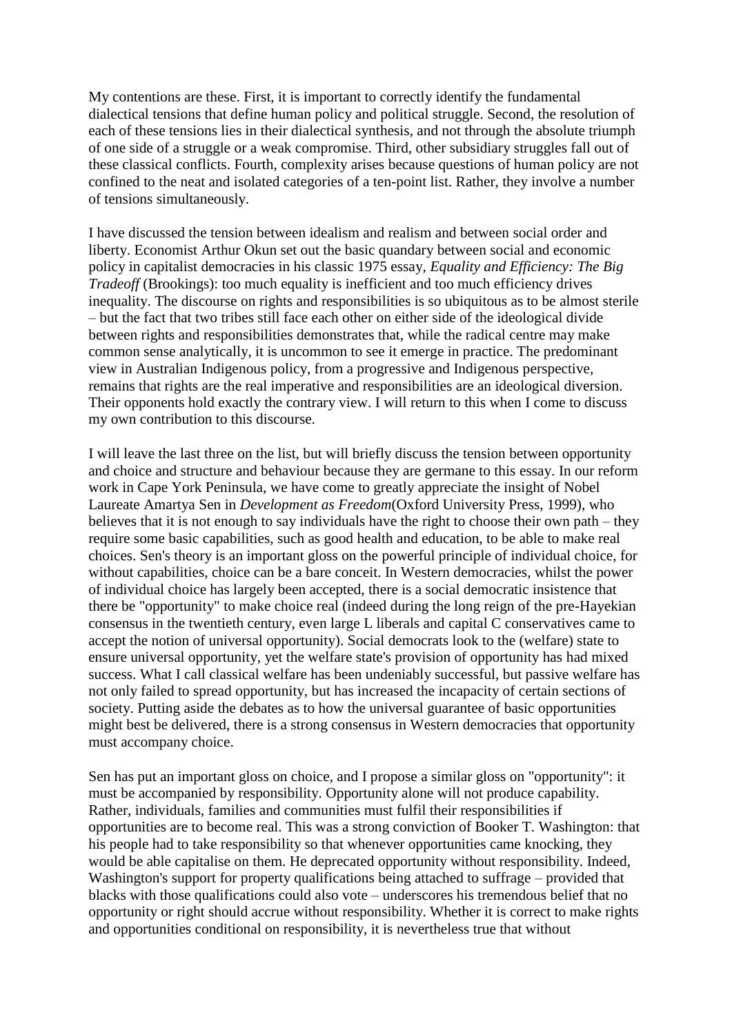My contentions are these. First, it is important to correctly identify the fundamental dialectical tensions that define human policy and political struggle. Second, the resolution of each of these tensions lies in their dialectical synthesis, and not through the absolute triumph of one side of a struggle or a weak compromise. Third, other subsidiary struggles fall out of these classical conflicts. Fourth, complexity arises because questions of human policy are not confined to the neat and isolated categories of a ten-point list. Rather, they involve a number of tensions simultaneously.

I have discussed the tension between idealism and realism and between social order and liberty. Economist Arthur Okun set out the basic quandary between social and economic policy in capitalist democracies in his classic 1975 essay, *Equality and Efficiency: The Big Tradeoff* (Brookings): too much equality is inefficient and too much efficiency drives inequality. The discourse on rights and responsibilities is so ubiquitous as to be almost sterile – but the fact that two tribes still face each other on either side of the ideological divide between rights and responsibilities demonstrates that, while the radical centre may make common sense analytically, it is uncommon to see it emerge in practice. The predominant view in Australian Indigenous policy, from a progressive and Indigenous perspective, remains that rights are the real imperative and responsibilities are an ideological diversion. Their opponents hold exactly the contrary view. I will return to this when I come to discuss my own contribution to this discourse.

I will leave the last three on the list, but will briefly discuss the tension between opportunity and choice and structure and behaviour because they are germane to this essay. In our reform work in Cape York Peninsula, we have come to greatly appreciate the insight of Nobel Laureate Amartya Sen in *Development as Freedom*(Oxford University Press, 1999), who believes that it is not enough to say individuals have the right to choose their own path – they require some basic capabilities, such as good health and education, to be able to make real choices. Sen's theory is an important gloss on the powerful principle of individual choice, for without capabilities, choice can be a bare conceit. In Western democracies, whilst the power of individual choice has largely been accepted, there is a social democratic insistence that there be "opportunity" to make choice real (indeed during the long reign of the pre-Hayekian consensus in the twentieth century, even large L liberals and capital C conservatives came to accept the notion of universal opportunity). Social democrats look to the (welfare) state to ensure universal opportunity, yet the welfare state's provision of opportunity has had mixed success. What I call classical welfare has been undeniably successful, but passive welfare has not only failed to spread opportunity, but has increased the incapacity of certain sections of society. Putting aside the debates as to how the universal guarantee of basic opportunities might best be delivered, there is a strong consensus in Western democracies that opportunity must accompany choice.

Sen has put an important gloss on choice, and I propose a similar gloss on "opportunity": it must be accompanied by responsibility. Opportunity alone will not produce capability. Rather, individuals, families and communities must fulfil their responsibilities if opportunities are to become real. This was a strong conviction of Booker T. Washington: that his people had to take responsibility so that whenever opportunities came knocking, they would be able capitalise on them. He deprecated opportunity without responsibility. Indeed, Washington's support for property qualifications being attached to suffrage – provided that blacks with those qualifications could also vote – underscores his tremendous belief that no opportunity or right should accrue without responsibility. Whether it is correct to make rights and opportunities conditional on responsibility, it is nevertheless true that without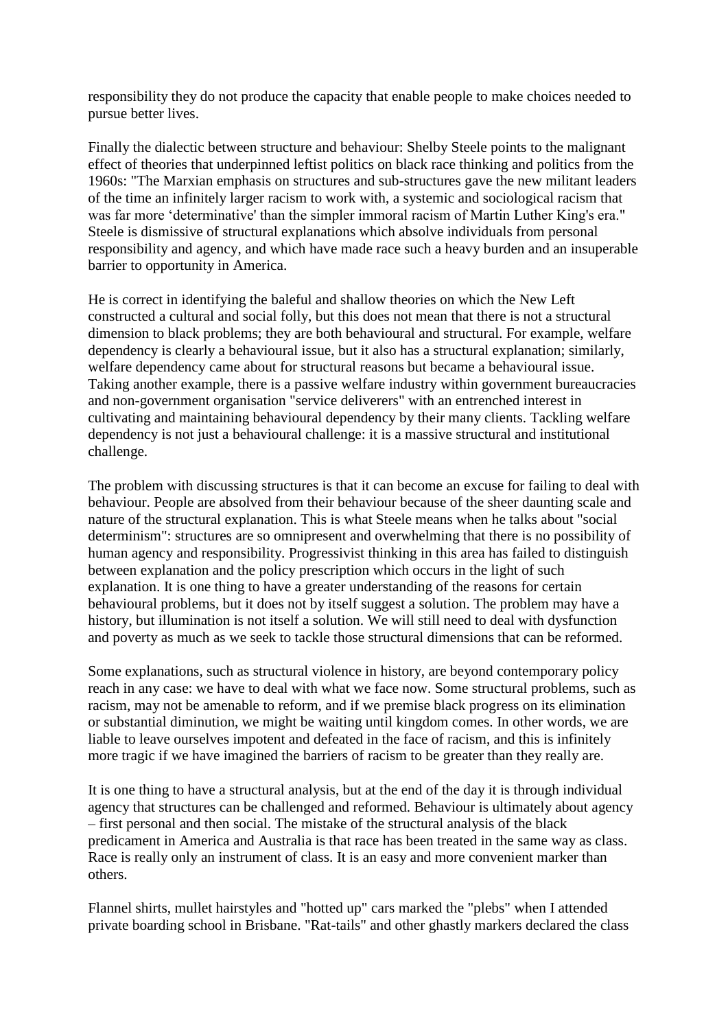responsibility they do not produce the capacity that enable people to make choices needed to pursue better lives.

Finally the dialectic between structure and behaviour: Shelby Steele points to the malignant effect of theories that underpinned leftist politics on black race thinking and politics from the 1960s: "The Marxian emphasis on structures and sub-structures gave the new militant leaders of the time an infinitely larger racism to work with, a systemic and sociological racism that was far more 'determinative' than the simpler immoral racism of Martin Luther King's era." Steele is dismissive of structural explanations which absolve individuals from personal responsibility and agency, and which have made race such a heavy burden and an insuperable barrier to opportunity in America.

He is correct in identifying the baleful and shallow theories on which the New Left constructed a cultural and social folly, but this does not mean that there is not a structural dimension to black problems; they are both behavioural and structural. For example, welfare dependency is clearly a behavioural issue, but it also has a structural explanation; similarly, welfare dependency came about for structural reasons but became a behavioural issue. Taking another example, there is a passive welfare industry within government bureaucracies and non-government organisation "service deliverers" with an entrenched interest in cultivating and maintaining behavioural dependency by their many clients. Tackling welfare dependency is not just a behavioural challenge: it is a massive structural and institutional challenge.

The problem with discussing structures is that it can become an excuse for failing to deal with behaviour. People are absolved from their behaviour because of the sheer daunting scale and nature of the structural explanation. This is what Steele means when he talks about "social determinism": structures are so omnipresent and overwhelming that there is no possibility of human agency and responsibility. Progressivist thinking in this area has failed to distinguish between explanation and the policy prescription which occurs in the light of such explanation. It is one thing to have a greater understanding of the reasons for certain behavioural problems, but it does not by itself suggest a solution. The problem may have a history, but illumination is not itself a solution. We will still need to deal with dysfunction and poverty as much as we seek to tackle those structural dimensions that can be reformed.

Some explanations, such as structural violence in history, are beyond contemporary policy reach in any case: we have to deal with what we face now. Some structural problems, such as racism, may not be amenable to reform, and if we premise black progress on its elimination or substantial diminution, we might be waiting until kingdom comes. In other words, we are liable to leave ourselves impotent and defeated in the face of racism, and this is infinitely more tragic if we have imagined the barriers of racism to be greater than they really are.

It is one thing to have a structural analysis, but at the end of the day it is through individual agency that structures can be challenged and reformed. Behaviour is ultimately about agency – first personal and then social. The mistake of the structural analysis of the black predicament in America and Australia is that race has been treated in the same way as class. Race is really only an instrument of class. It is an easy and more convenient marker than others.

Flannel shirts, mullet hairstyles and "hotted up" cars marked the "plebs" when I attended private boarding school in Brisbane. "Rat-tails" and other ghastly markers declared the class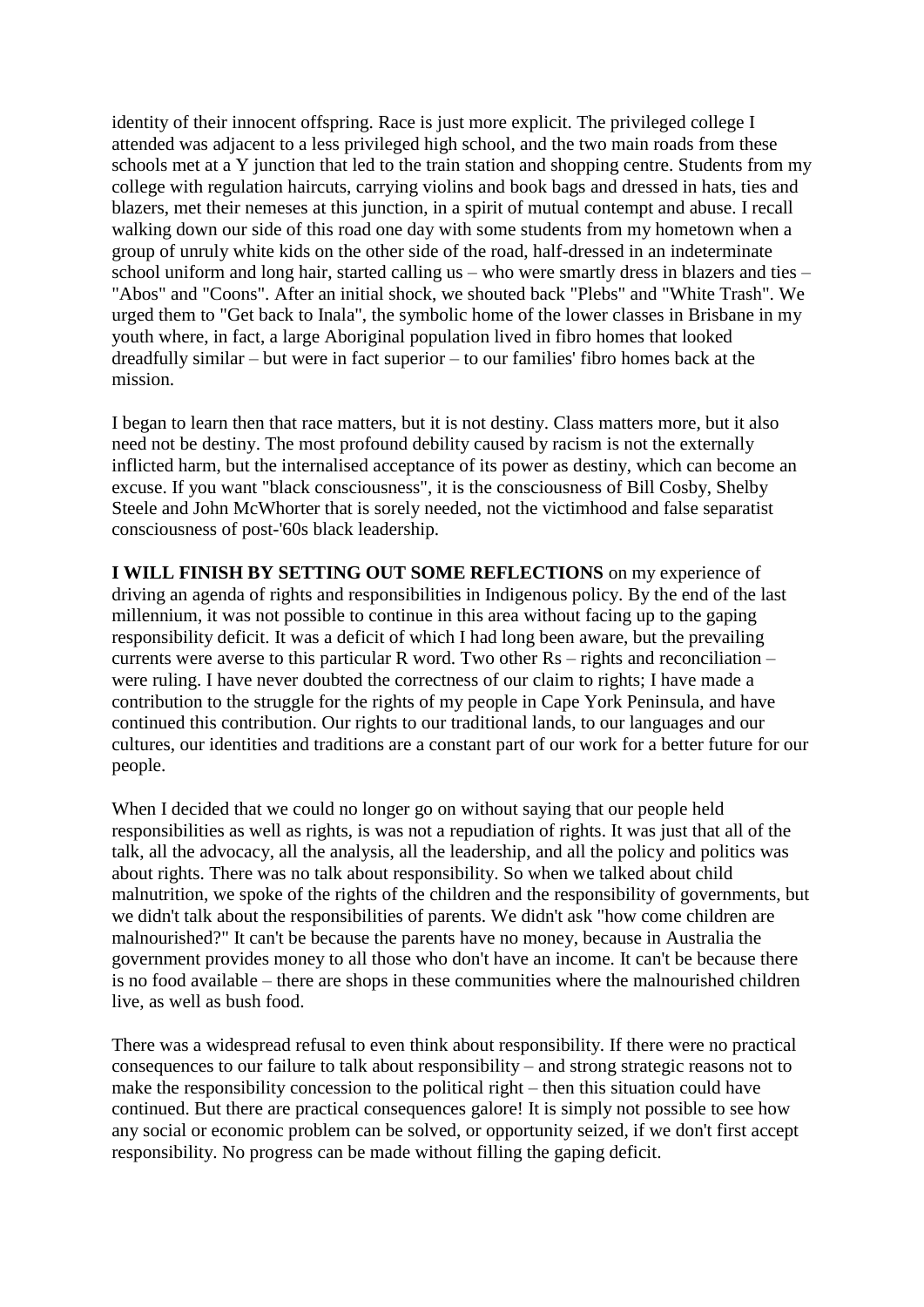identity of their innocent offspring. Race is just more explicit. The privileged college I attended was adjacent to a less privileged high school, and the two main roads from these schools met at a Y junction that led to the train station and shopping centre. Students from my college with regulation haircuts, carrying violins and book bags and dressed in hats, ties and blazers, met their nemeses at this junction, in a spirit of mutual contempt and abuse. I recall walking down our side of this road one day with some students from my hometown when a group of unruly white kids on the other side of the road, half-dressed in an indeterminate school uniform and long hair, started calling us – who were smartly dress in blazers and ties – "Abos" and "Coons". After an initial shock, we shouted back "Plebs" and "White Trash". We urged them to "Get back to Inala", the symbolic home of the lower classes in Brisbane in my youth where, in fact, a large Aboriginal population lived in fibro homes that looked dreadfully similar – but were in fact superior – to our families' fibro homes back at the mission.

I began to learn then that race matters, but it is not destiny. Class matters more, but it also need not be destiny. The most profound debility caused by racism is not the externally inflicted harm, but the internalised acceptance of its power as destiny, which can become an excuse. If you want "black consciousness", it is the consciousness of Bill Cosby, Shelby Steele and John McWhorter that is sorely needed, not the victimhood and false separatist consciousness of post-'60s black leadership.

**I WILL FINISH BY SETTING OUT SOME REFLECTIONS** on my experience of driving an agenda of rights and responsibilities in Indigenous policy. By the end of the last millennium, it was not possible to continue in this area without facing up to the gaping responsibility deficit. It was a deficit of which I had long been aware, but the prevailing currents were averse to this particular R word. Two other Rs – rights and reconciliation – were ruling. I have never doubted the correctness of our claim to rights; I have made a contribution to the struggle for the rights of my people in Cape York Peninsula, and have continued this contribution. Our rights to our traditional lands, to our languages and our cultures, our identities and traditions are a constant part of our work for a better future for our people.

When I decided that we could no longer go on without saying that our people held responsibilities as well as rights, is was not a repudiation of rights. It was just that all of the talk, all the advocacy, all the analysis, all the leadership, and all the policy and politics was about rights. There was no talk about responsibility. So when we talked about child malnutrition, we spoke of the rights of the children and the responsibility of governments, but we didn't talk about the responsibilities of parents. We didn't ask "how come children are malnourished?" It can't be because the parents have no money, because in Australia the government provides money to all those who don't have an income. It can't be because there is no food available – there are shops in these communities where the malnourished children live, as well as bush food.

There was a widespread refusal to even think about responsibility. If there were no practical consequences to our failure to talk about responsibility – and strong strategic reasons not to make the responsibility concession to the political right – then this situation could have continued. But there are practical consequences galore! It is simply not possible to see how any social or economic problem can be solved, or opportunity seized, if we don't first accept responsibility. No progress can be made without filling the gaping deficit.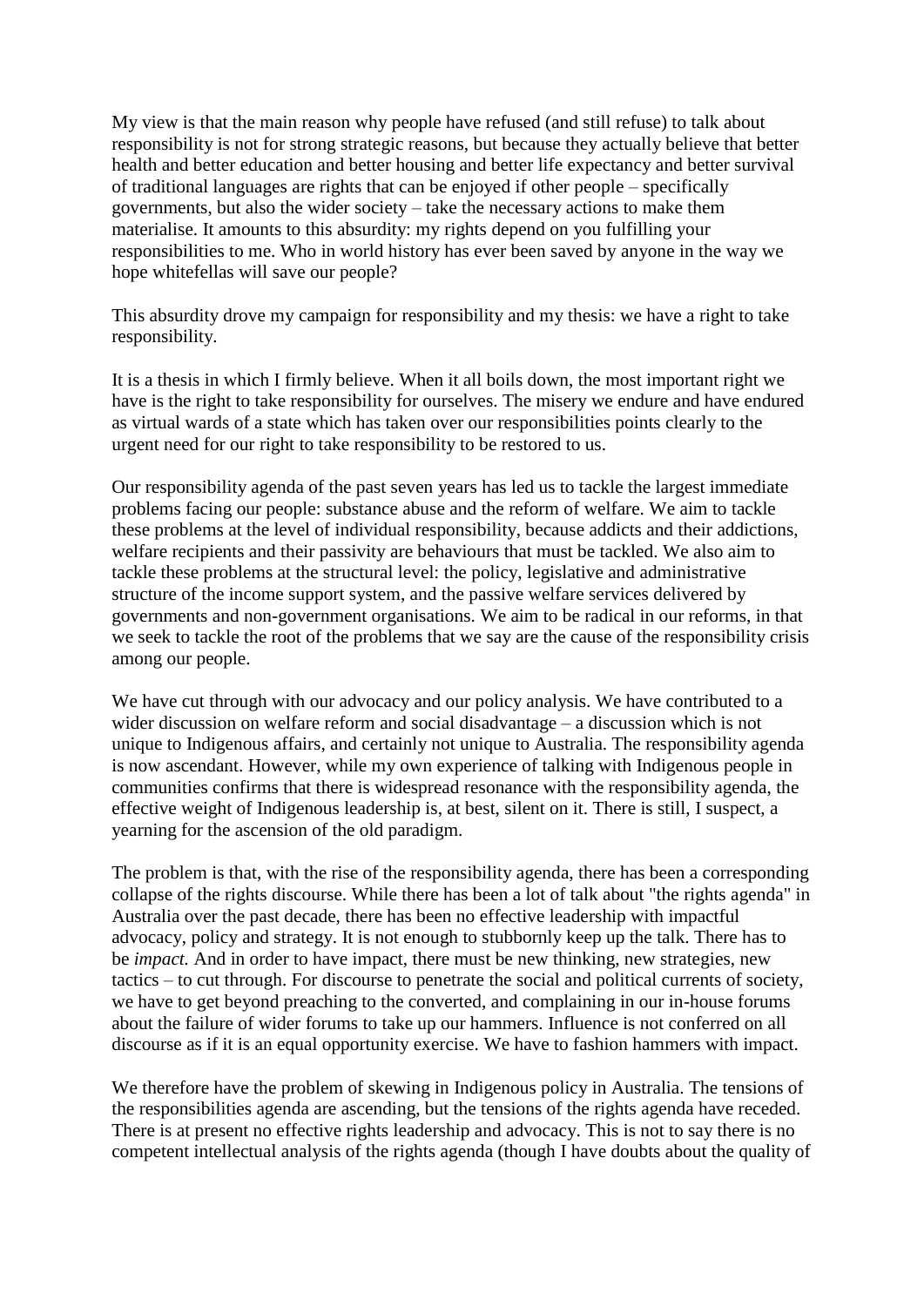My view is that the main reason why people have refused (and still refuse) to talk about responsibility is not for strong strategic reasons, but because they actually believe that better health and better education and better housing and better life expectancy and better survival of traditional languages are rights that can be enjoyed if other people – specifically governments, but also the wider society – take the necessary actions to make them materialise. It amounts to this absurdity: my rights depend on you fulfilling your responsibilities to me. Who in world history has ever been saved by anyone in the way we hope whitefellas will save our people?

This absurdity drove my campaign for responsibility and my thesis: we have a right to take responsibility.

It is a thesis in which I firmly believe. When it all boils down, the most important right we have is the right to take responsibility for ourselves. The misery we endure and have endured as virtual wards of a state which has taken over our responsibilities points clearly to the urgent need for our right to take responsibility to be restored to us.

Our responsibility agenda of the past seven years has led us to tackle the largest immediate problems facing our people: substance abuse and the reform of welfare. We aim to tackle these problems at the level of individual responsibility, because addicts and their addictions, welfare recipients and their passivity are behaviours that must be tackled. We also aim to tackle these problems at the structural level: the policy, legislative and administrative structure of the income support system, and the passive welfare services delivered by governments and non-government organisations. We aim to be radical in our reforms, in that we seek to tackle the root of the problems that we say are the cause of the responsibility crisis among our people.

We have cut through with our advocacy and our policy analysis. We have contributed to a wider discussion on welfare reform and social disadvantage – a discussion which is not unique to Indigenous affairs, and certainly not unique to Australia. The responsibility agenda is now ascendant. However, while my own experience of talking with Indigenous people in communities confirms that there is widespread resonance with the responsibility agenda, the effective weight of Indigenous leadership is, at best, silent on it. There is still, I suspect, a yearning for the ascension of the old paradigm.

The problem is that, with the rise of the responsibility agenda, there has been a corresponding collapse of the rights discourse. While there has been a lot of talk about "the rights agenda" in Australia over the past decade, there has been no effective leadership with impactful advocacy, policy and strategy. It is not enough to stubbornly keep up the talk. There has to be *impact.* And in order to have impact, there must be new thinking, new strategies, new tactics – to cut through. For discourse to penetrate the social and political currents of society, we have to get beyond preaching to the converted, and complaining in our in-house forums about the failure of wider forums to take up our hammers. Influence is not conferred on all discourse as if it is an equal opportunity exercise. We have to fashion hammers with impact.

We therefore have the problem of skewing in Indigenous policy in Australia. The tensions of the responsibilities agenda are ascending, but the tensions of the rights agenda have receded. There is at present no effective rights leadership and advocacy. This is not to say there is no competent intellectual analysis of the rights agenda (though I have doubts about the quality of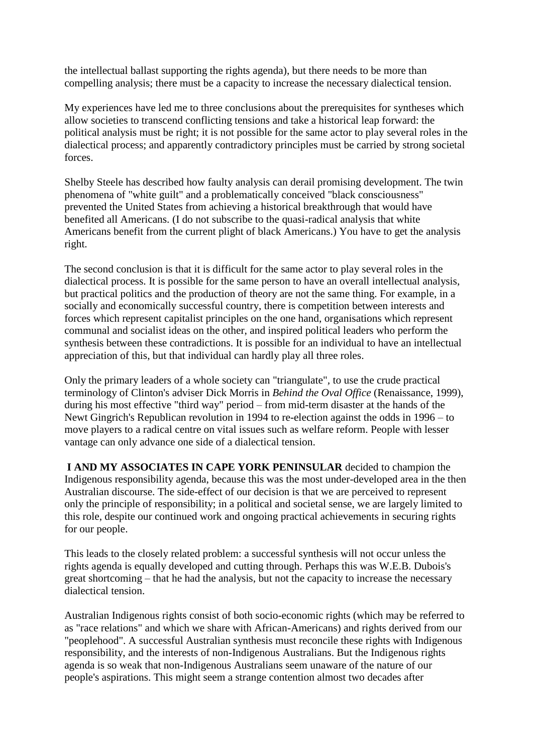the intellectual ballast supporting the rights agenda), but there needs to be more than compelling analysis; there must be a capacity to increase the necessary dialectical tension.

My experiences have led me to three conclusions about the prerequisites for syntheses which allow societies to transcend conflicting tensions and take a historical leap forward: the political analysis must be right; it is not possible for the same actor to play several roles in the dialectical process; and apparently contradictory principles must be carried by strong societal forces.

Shelby Steele has described how faulty analysis can derail promising development. The twin phenomena of "white guilt" and a problematically conceived "black consciousness" prevented the United States from achieving a historical breakthrough that would have benefited all Americans. (I do not subscribe to the quasi-radical analysis that white Americans benefit from the current plight of black Americans.) You have to get the analysis right.

The second conclusion is that it is difficult for the same actor to play several roles in the dialectical process. It is possible for the same person to have an overall intellectual analysis, but practical politics and the production of theory are not the same thing. For example, in a socially and economically successful country, there is competition between interests and forces which represent capitalist principles on the one hand, organisations which represent communal and socialist ideas on the other, and inspired political leaders who perform the synthesis between these contradictions. It is possible for an individual to have an intellectual appreciation of this, but that individual can hardly play all three roles.

Only the primary leaders of a whole society can "triangulate", to use the crude practical terminology of Clinton's adviser Dick Morris in *Behind the Oval Office* (Renaissance, 1999), during his most effective "third way" period – from mid-term disaster at the hands of the Newt Gingrich's Republican revolution in 1994 to re-election against the odds in 1996 – to move players to a radical centre on vital issues such as welfare reform. People with lesser vantage can only advance one side of a dialectical tension.

**I AND MY ASSOCIATES IN CAPE YORK PENINSULAR** decided to champion the Indigenous responsibility agenda, because this was the most under-developed area in the then Australian discourse. The side-effect of our decision is that we are perceived to represent only the principle of responsibility; in a political and societal sense, we are largely limited to this role, despite our continued work and ongoing practical achievements in securing rights for our people.

This leads to the closely related problem: a successful synthesis will not occur unless the rights agenda is equally developed and cutting through. Perhaps this was W.E.B. Dubois's great shortcoming – that he had the analysis, but not the capacity to increase the necessary dialectical tension.

Australian Indigenous rights consist of both socio-economic rights (which may be referred to as "race relations" and which we share with African-Americans) and rights derived from our "peoplehood". A successful Australian synthesis must reconcile these rights with Indigenous responsibility, and the interests of non-Indigenous Australians. But the Indigenous rights agenda is so weak that non-Indigenous Australians seem unaware of the nature of our people's aspirations. This might seem a strange contention almost two decades after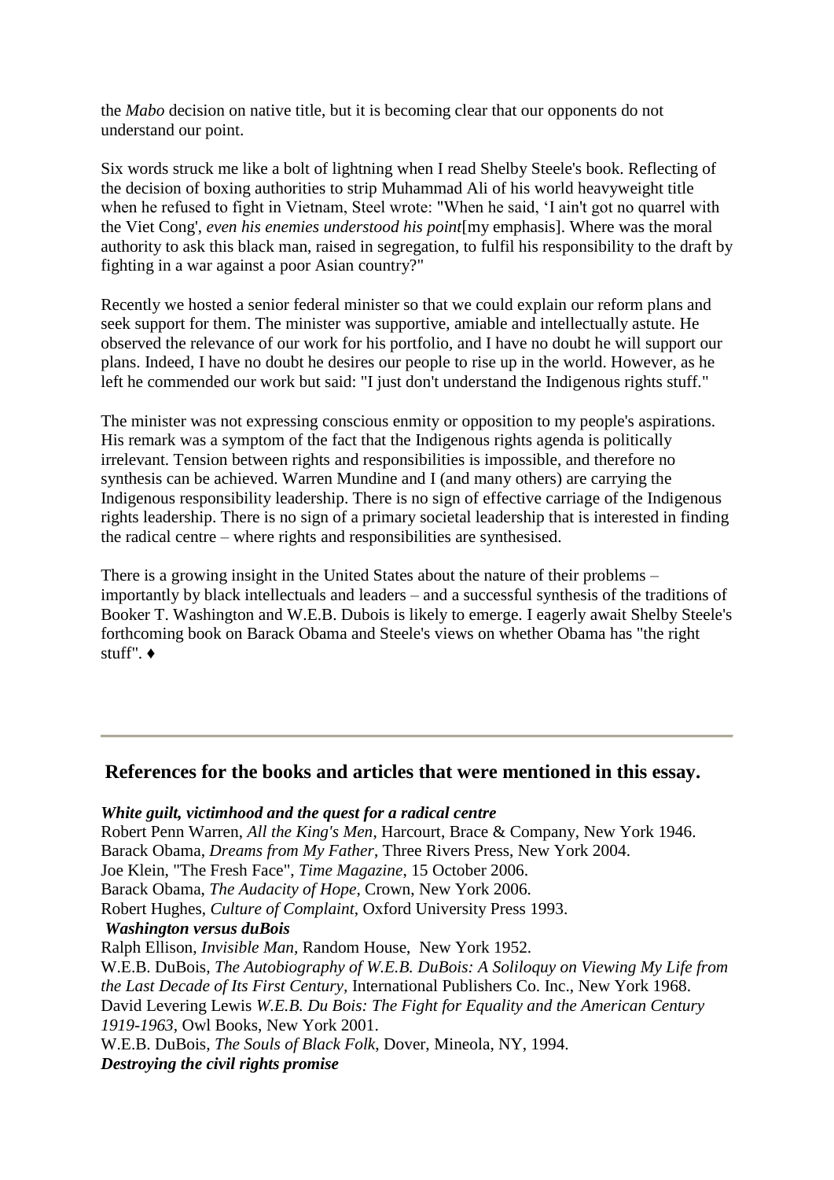the *Mabo* decision on native title, but it is becoming clear that our opponents do not understand our point.

Six words struck me like a bolt of lightning when I read Shelby Steele's book. Reflecting of the decision of boxing authorities to strip Muhammad Ali of his world heavyweight title when he refused to fight in Vietnam, Steel wrote: "When he said, 'I ain't got no quarrel with the Viet Cong', *even his enemies understood his point*[my emphasis]. Where was the moral authority to ask this black man, raised in segregation, to fulfil his responsibility to the draft by fighting in a war against a poor Asian country?"

Recently we hosted a senior federal minister so that we could explain our reform plans and seek support for them. The minister was supportive, amiable and intellectually astute. He observed the relevance of our work for his portfolio, and I have no doubt he will support our plans. Indeed, I have no doubt he desires our people to rise up in the world. However, as he left he commended our work but said: "I just don't understand the Indigenous rights stuff."

The minister was not expressing conscious enmity or opposition to my people's aspirations. His remark was a symptom of the fact that the Indigenous rights agenda is politically irrelevant. Tension between rights and responsibilities is impossible, and therefore no synthesis can be achieved. Warren Mundine and I (and many others) are carrying the Indigenous responsibility leadership. There is no sign of effective carriage of the Indigenous rights leadership. There is no sign of a primary societal leadership that is interested in finding the radical centre – where rights and responsibilities are synthesised.

There is a growing insight in the United States about the nature of their problems – importantly by black intellectuals and leaders – and a successful synthesis of the traditions of Booker T. Washington and W.E.B. Dubois is likely to emerge. I eagerly await Shelby Steele's forthcoming book on Barack Obama and Steele's views on whether Obama has "the right stuff". ♦

---

## References for the books and articles that were mentioned in this essay.

***White guilt, victimhood and the quest for a radical centre***

Robert Penn Warren, *All the King's Men*, Harcourt, Brace & Company, New York 1946.
Barack Obama, *Dreams from My Father*, Three Rivers Press, New York 2004.
Joe Klein, "The Fresh Face", *Time Magazine*, 15 October 2006.
Barack Obama, *The Audacity of Hope*, Crown, New York 2006.
Robert Hughes, *Culture of Complaint*, Oxford University Press 1993.

***Washington versus duBois***

Ralph Ellison, *Invisible Man*, Random House, New York 1952.
W.E.B. DuBois, *The Autobiography of W.E.B. DuBois: A Soliloquy on Viewing My Life from the Last Decade of Its First Century*, International Publishers Co. Inc., New York 1968.
David Levering Lewis *W.E.B. Du Bois: The Fight for Equality and the American Century 1919-1963*, Owl Books, New York 2001.
W.E.B. DuBois, *The Souls of Black Folk*, Dover, Mineola, NY, 1994.

***Destroying the civil rights promise***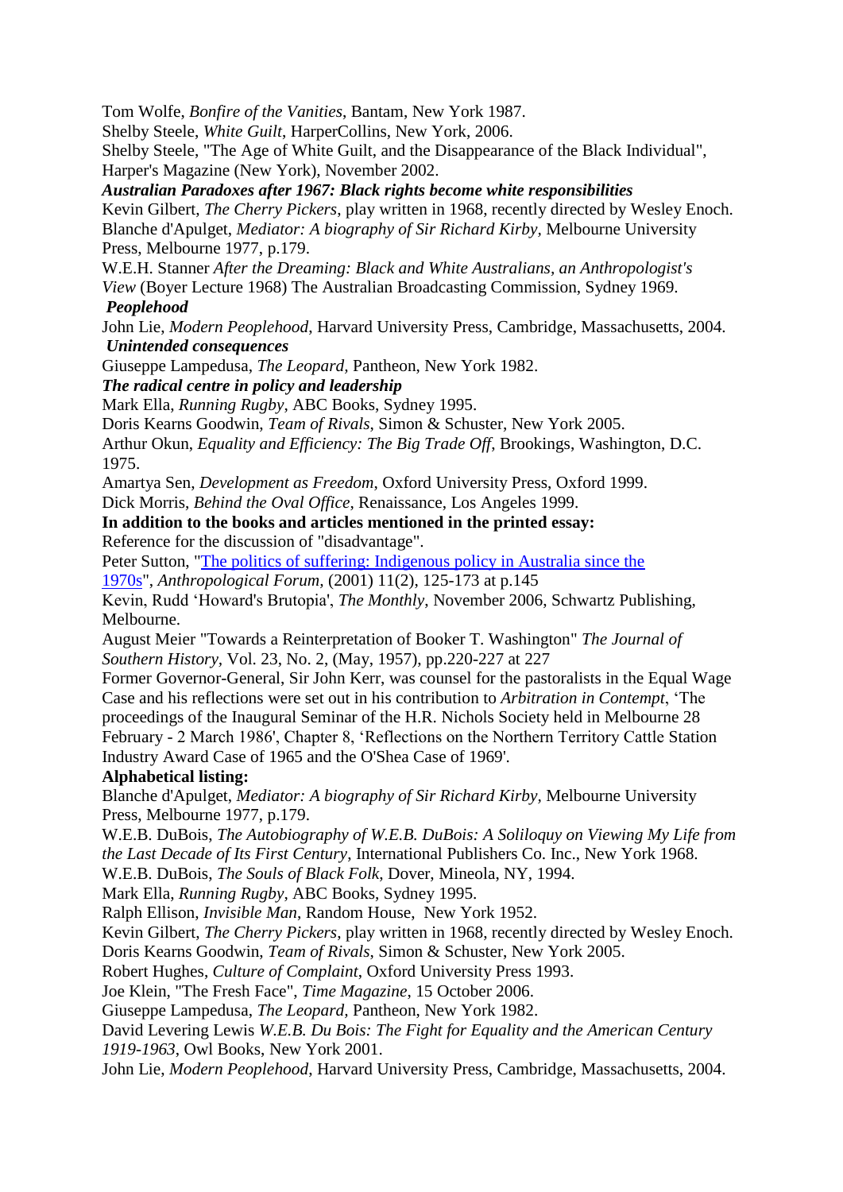Tom Wolfe, *Bonfire of the Vanities*, Bantam, New York 1987.
Shelby Steele, *White Guilt*, HarperCollins, New York, 2006.
Shelby Steele, "The Age of White Guilt, and the Disappearance of the Black Individual", Harper's Magazine (New York), November 2002.

***Australian Paradoxes after 1967: Black rights become white responsibilities***

Kevin Gilbert, *The Cherry Pickers*, play written in 1968, recently directed by Wesley Enoch.
Blanche d'Apulget, *Mediator: A biography of Sir Richard Kirby*, Melbourne University Press, Melbourne 1977, p.179.
W.E.H. Stanner *After the Dreaming: Black and White Australians, an Anthropologist's View* (Boyer Lecture 1968) The Australian Broadcasting Commission, Sydney 1969.

***Peoplehood***

John Lie, *Modern Peoplehood*, Harvard University Press, Cambridge, Massachusetts, 2004.

***Unintended consequences***

Giuseppe Lampedusa, *The Leopard*, Pantheon, New York 1982.

***The radical centre in policy and leadership***

Mark Ella, *Running Rugby*, ABC Books, Sydney 1995.
Doris Kearns Goodwin, *Team of Rivals*, Simon & Schuster, New York 2005.
Arthur Okun, *Equality and Efficiency: The Big Trade Off*, Brookings, Washington, D.C. 1975.
Amartya Sen, *Development as Freedom*, Oxford University Press, Oxford 1999.
Dick Morris, *Behind the Oval Office*, Renaissance, Los Angeles 1999.

**In addition to the books and articles mentioned in the printed essay:**

Reference for the discussion of "disadvantage".
Peter Sutton, "The politics of suffering: Indigenous policy in Australia since the 1970s", *Anthropological Forum*, (2001) 11(2), 125-173 at p.145
Kevin, Rudd 'Howard's Brutopia', *The Monthly*, November 2006, Schwartz Publishing, Melbourne.
August Meier "Towards a Reinterpretation of Booker T. Washington" *The Journal of Southern History*, Vol. 23, No. 2, (May, 1957), pp.220-227 at 227
Former Governor-General, Sir John Kerr, was counsel for the pastoralists in the Equal Wage Case and his reflections were set out in his contribution to *Arbitration in Contempt*, 'The proceedings of the Inaugural Seminar of the H.R. Nichols Society held in Melbourne 28 February - 2 March 1986', Chapter 8, 'Reflections on the Northern Territory Cattle Station Industry Award Case of 1965 and the O'Shea Case of 1969'.

**Alphabetical listing:**

Blanche d'Apulget, *Mediator: A biography of Sir Richard Kirby*, Melbourne University Press, Melbourne 1977, p.179.
W.E.B. DuBois, *The Autobiography of W.E.B. DuBois: A Soliloquy on Viewing My Life from the Last Decade of Its First Century*, International Publishers Co. Inc., New York 1968.
W.E.B. DuBois, *The Souls of Black Folk*, Dover, Mineola, NY, 1994.
Mark Ella, *Running Rugby*, ABC Books, Sydney 1995.
Ralph Ellison, *Invisible Man*, Random House, New York 1952.
Kevin Gilbert, *The Cherry Pickers*, play written in 1968, recently directed by Wesley Enoch.
Doris Kearns Goodwin, *Team of Rivals*, Simon & Schuster, New York 2005.
Robert Hughes, *Culture of Complaint*, Oxford University Press 1993.
Joe Klein, "The Fresh Face", *Time Magazine*, 15 October 2006.
Giuseppe Lampedusa, *The Leopard*, Pantheon, New York 1982.
David Levering Lewis *W.E.B. Du Bois: The Fight for Equality and the American Century 1919-1963*, Owl Books, New York 2001.
John Lie, *Modern Peoplehood*, Harvard University Press, Cambridge, Massachusetts, 2004.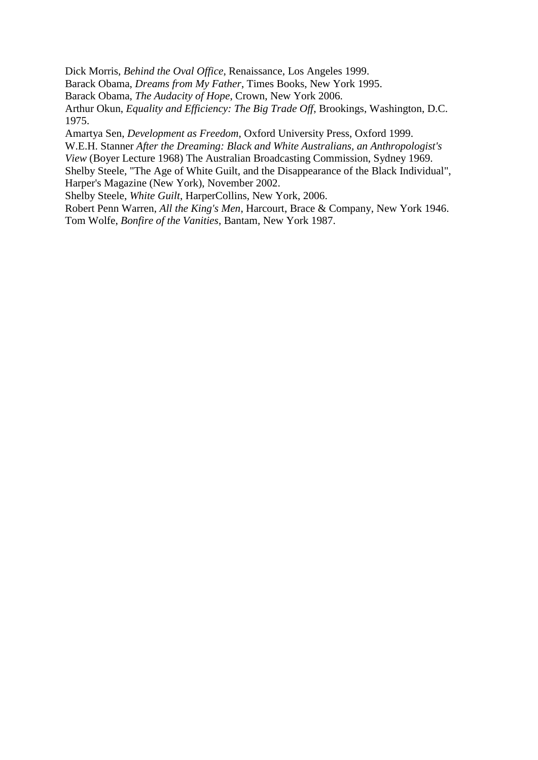Dick Morris, *Behind the Oval Office*, Renaissance, Los Angeles 1999.
Barack Obama, *Dreams from My Father*, Times Books, New York 1995.
Barack Obama, *The Audacity of Hope*, Crown, New York 2006.
Arthur Okun, *Equality and Efficiency: The Big Trade Off*, Brookings, Washington, D.C. 1975.
Amartya Sen, *Development as Freedom*, Oxford University Press, Oxford 1999.
W.E.H. Stanner *After the Dreaming: Black and White Australians, an Anthropologist's View* (Boyer Lecture 1968) The Australian Broadcasting Commission, Sydney 1969.
Shelby Steele, "The Age of White Guilt, and the Disappearance of the Black Individual", Harper's Magazine (New York), November 2002.
Shelby Steele, *White Guilt*, HarperCollins, New York, 2006.
Robert Penn Warren, *All the King's Men*, Harcourt, Brace & Company, New York 1946.
Tom Wolfe, *Bonfire of the Vanities*, Bantam, New York 1987.